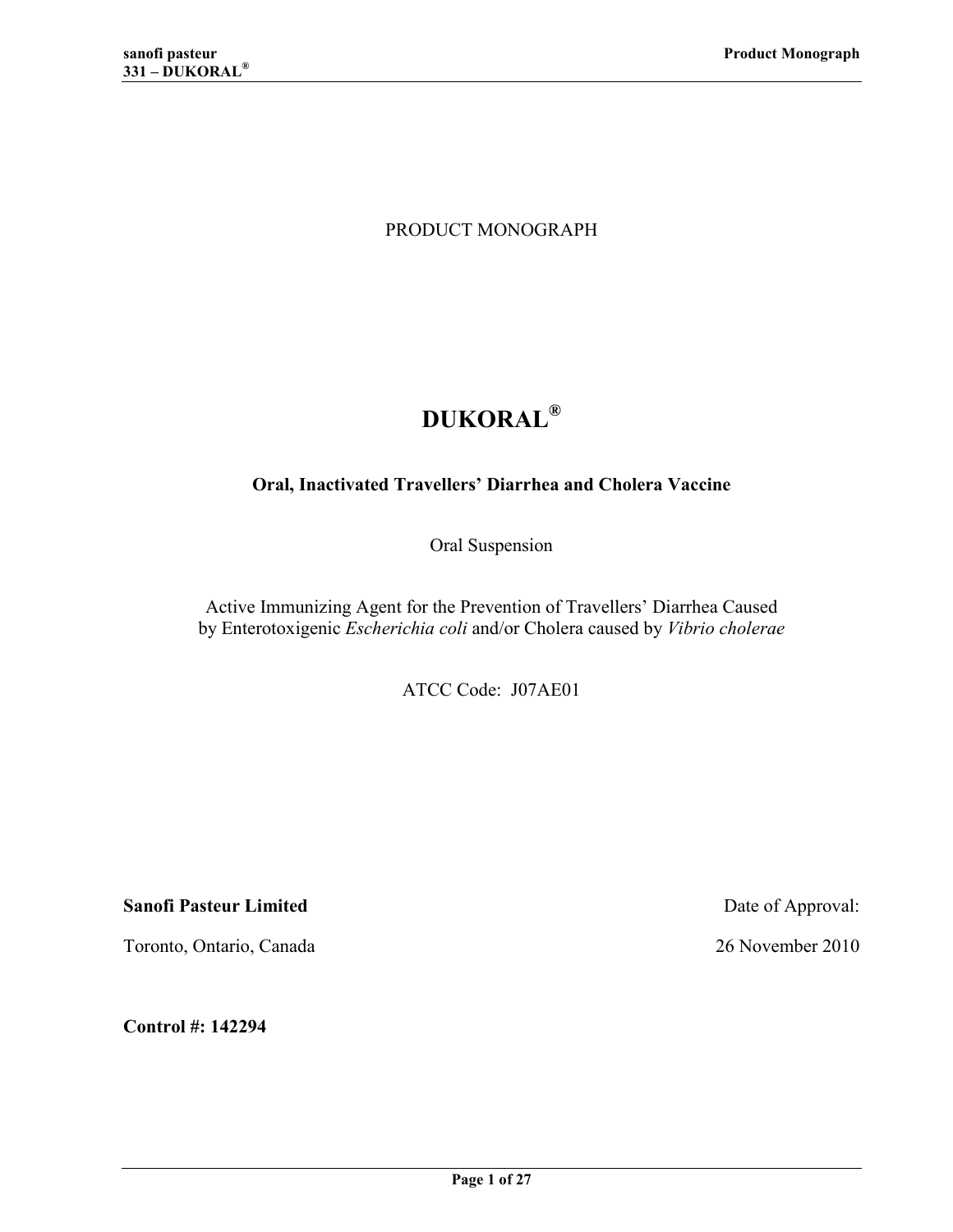PRODUCT MONOGRAPH

# DUKORAL®

**Oral, Inactivated Travellers' Diarrhea and Cholera Vaccine**

Oral Suspension

Active Immunizing Agent for the Prevention of Travellers' Diarrhea Caused by Enterotoxigenic *Escherichia coli* and/or Cholera caused by *Vibrio cholerae*

ATCC Code: J07AE01

**Sanofi Pasteur Limited**

Toronto, Ontario, Canada

Date of Approval:

26 November 2010

**Control #: 142294**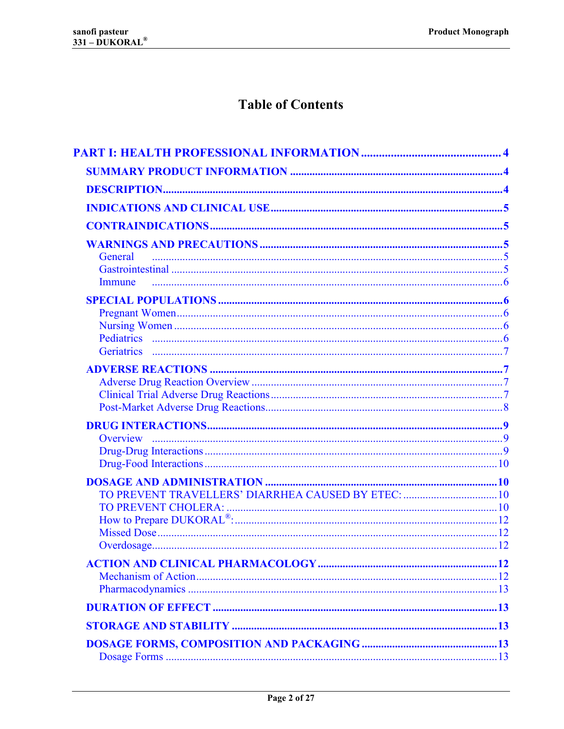# Table of Contents

**PART I: HEALTH PROFESSIONAL INFORMATION** ........................................ 4

- **SUMMARY PRODUCT INFORMATION** ........................................ 4
- **DESCRIPTION** ........................................ 4
- **INDICATIONS AND CLINICAL USE** ........................................ 5
- **CONTRAINDICATIONS** ........................................ 5
- **WARNINGS AND PRECAUTIONS** ........................................ 5
  - General ........................................ 5
  - Gastrointestinal ........................................ 5
  - Immune ........................................ 6
- **SPECIAL POPULATIONS** ........................................ 6
  - Pregnant Women ........................................ 6
  - Nursing Women ........................................ 6
  - Pediatrics ........................................ 6
  - Geriatrics ........................................ 7
- **ADVERSE REACTIONS** ........................................ 7
  - Adverse Drug Reaction Overview ........................................ 7
  - Clinical Trial Adverse Drug Reactions ........................................ 7
  - Post-Market Adverse Drug Reactions ........................................ 8
- **DRUG INTERACTIONS** ........................................ 9
  - Overview ........................................ 9
  - Drug-Drug Interactions ........................................ 9
  - Drug-Food Interactions ........................................ 10
- **DOSAGE AND ADMINISTRATION** ........................................ 10
  - TO PREVENT TRAVELLERS' DIARRHEA CAUSED BY ETEC: ........................................ 10
  - TO PREVENT CHOLERA: ........................................ 10
  - How to Prepare DUKORAL®: ........................................ 12
  - Missed Dose ........................................ 12
  - Overdosage ........................................ 12
- **ACTION AND CLINICAL PHARMACOLOGY** ........................................ 12
  - Mechanism of Action ........................................ 12
  - Pharmacodynamics ........................................ 13
- **DURATION OF EFFECT** ........................................ 13
- **STORAGE AND STABILITY** ........................................ 13
- **DOSAGE FORMS, COMPOSITION AND PACKAGING** ........................................ 13
  - Dosage Forms ........................................ 13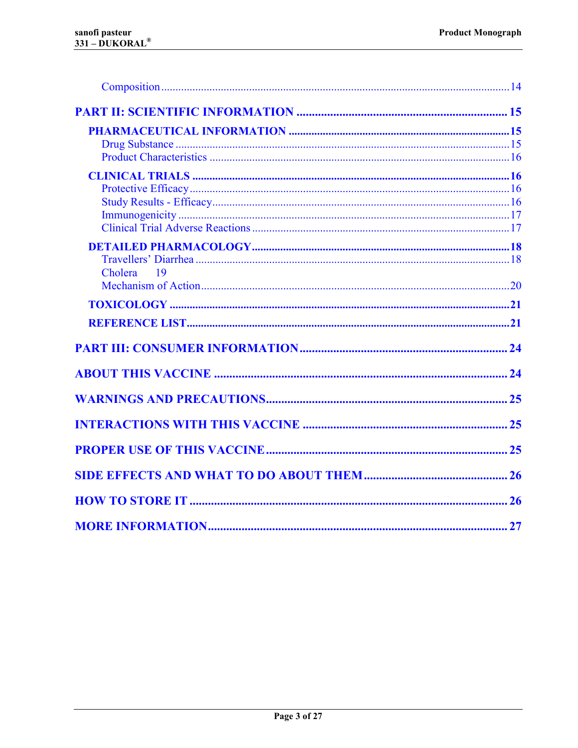Composition ........................................................................................................ 14

**PART II: SCIENTIFIC INFORMATION ..................................................................... 15**

**PHARMACEUTICAL INFORMATION ........................................................................ 15**

Drug Substance ................................................................................................... 15

Product Characteristics ........................................................................................ 16

**CLINICAL TRIALS .............................................................................................. 16**

Protective Efficacy ............................................................................................... 16

Study Results - Efficacy ....................................................................................... 16

Immunogenicity .................................................................................................. 17

Clinical Trial Adverse Reactions ......................................................................... 17

**DETAILED PHARMACOLOGY ............................................................................ 18**

Travellers' Diarrhea ............................................................................................. 18

Cholera 19

Mechanism of Action ........................................................................................... 20

**TOXICOLOGY ..................................................................................................... 21**

**REFERENCE LIST ............................................................................................... 21**

**PART III: CONSUMER INFORMATION .................................................................. 24**

**ABOUT THIS VACCINE ........................................................................................ 24**

**WARNINGS AND PRECAUTIONS ......................................................................... 25**

**INTERACTIONS WITH THIS VACCINE ................................................................. 25**

**PROPER USE OF THIS VACCINE ......................................................................... 25**

**SIDE EFFECTS AND WHAT TO DO ABOUT THEM .............................................. 26**

**HOW TO STORE IT ............................................................................................... 26**

**MORE INFORMATION .......................................................................................... 27**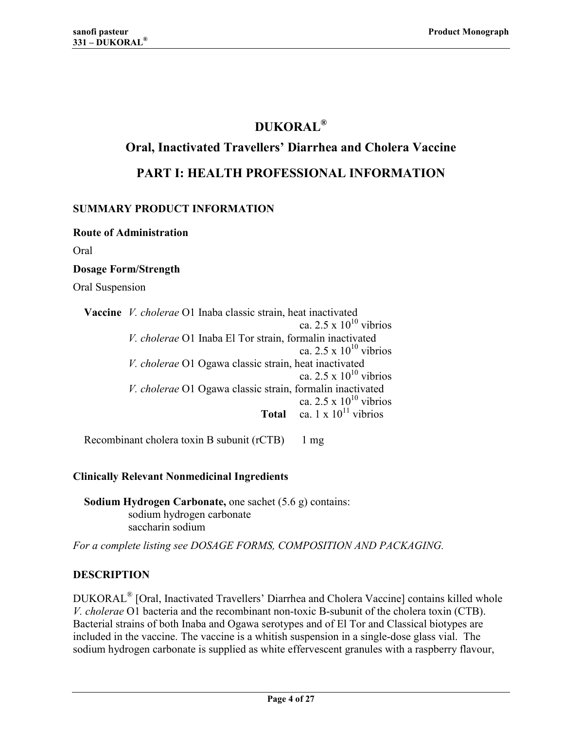# DUKORAL®

## Oral, Inactivated Travellers' Diarrhea and Cholera Vaccine

## PART I: HEALTH PROFESSIONAL INFORMATION

### SUMMARY PRODUCT INFORMATION

**Route of Administration**

Oral

**Dosage Form/Strength**

Oral Suspension

| | | |
|---|---|---|
| **Vaccine** | *V. cholerae* O1 Inaba classic strain, heat inactivated | ca. $2.5 \times 10^{10}$ vibrios |
| | *V. cholerae* O1 Inaba El Tor strain, formalin inactivated | ca. $2.5 \times 10^{10}$ vibrios |
| | *V. cholerae* O1 Ogawa classic strain, heat inactivated | ca. $2.5 \times 10^{10}$ vibrios |
| | *V. cholerae* O1 Ogawa classic strain, formalin inactivated | ca. $2.5 \times 10^{10}$ vibrios |
| | **Total** | ca. $1 \times 10^{11}$ vibrios |

Recombinant cholera toxin B subunit (rCTB) 1 mg

**Clinically Relevant Nonmedicinal Ingredients**

**Sodium Hydrogen Carbonate,** one sachet (5.6 g) contains:
- sodium hydrogen carbonate
- saccharin sodium

*For a complete listing see DOSAGE FORMS, COMPOSITION AND PACKAGING.*

### DESCRIPTION

DUKORAL® [Oral, Inactivated Travellers' Diarrhea and Cholera Vaccine] contains killed whole *V. cholerae* O1 bacteria and the recombinant non-toxic B-subunit of the cholera toxin (CTB). Bacterial strains of both Inaba and Ogawa serotypes and of El Tor and Classical biotypes are included in the vaccine. The vaccine is a whitish suspension in a single-dose glass vial. The sodium hydrogen carbonate is supplied as white effervescent granules with a raspberry flavour,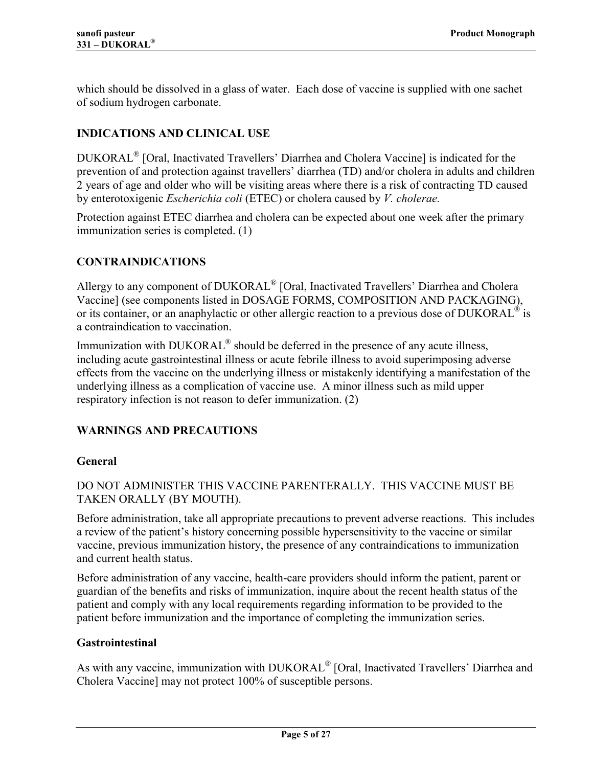which should be dissolved in a glass of water. Each dose of vaccine is supplied with one sachet of sodium hydrogen carbonate.

## INDICATIONS AND CLINICAL USE

DUKORAL® [Oral, Inactivated Travellers' Diarrhea and Cholera Vaccine] is indicated for the prevention of and protection against travellers' diarrhea (TD) and/or cholera in adults and children 2 years of age and older who will be visiting areas where there is a risk of contracting TD caused by enterotoxigenic *Escherichia coli* (ETEC) or cholera caused by *V. cholerae.*

Protection against ETEC diarrhea and cholera can be expected about one week after the primary immunization series is completed. (1)

## CONTRAINDICATIONS

Allergy to any component of DUKORAL® [Oral, Inactivated Travellers' Diarrhea and Cholera Vaccine] (see components listed in DOSAGE FORMS, COMPOSITION AND PACKAGING), or its container, or an anaphylactic or other allergic reaction to a previous dose of DUKORAL® is a contraindication to vaccination.

Immunization with DUKORAL® should be deferred in the presence of any acute illness, including acute gastrointestinal illness or acute febrile illness to avoid superimposing adverse effects from the vaccine on the underlying illness or mistakenly identifying a manifestation of the underlying illness as a complication of vaccine use. A minor illness such as mild upper respiratory infection is not reason to defer immunization. (2)

## WARNINGS AND PRECAUTIONS

### General

DO NOT ADMINISTER THIS VACCINE PARENTERALLY. THIS VACCINE MUST BE TAKEN ORALLY (BY MOUTH).

Before administration, take all appropriate precautions to prevent adverse reactions. This includes a review of the patient's history concerning possible hypersensitivity to the vaccine or similar vaccine, previous immunization history, the presence of any contraindications to immunization and current health status.

Before administration of any vaccine, health-care providers should inform the patient, parent or guardian of the benefits and risks of immunization, inquire about the recent health status of the patient and comply with any local requirements regarding information to be provided to the patient before immunization and the importance of completing the immunization series.

### Gastrointestinal

As with any vaccine, immunization with DUKORAL® [Oral, Inactivated Travellers' Diarrhea and Cholera Vaccine] may not protect 100% of susceptible persons.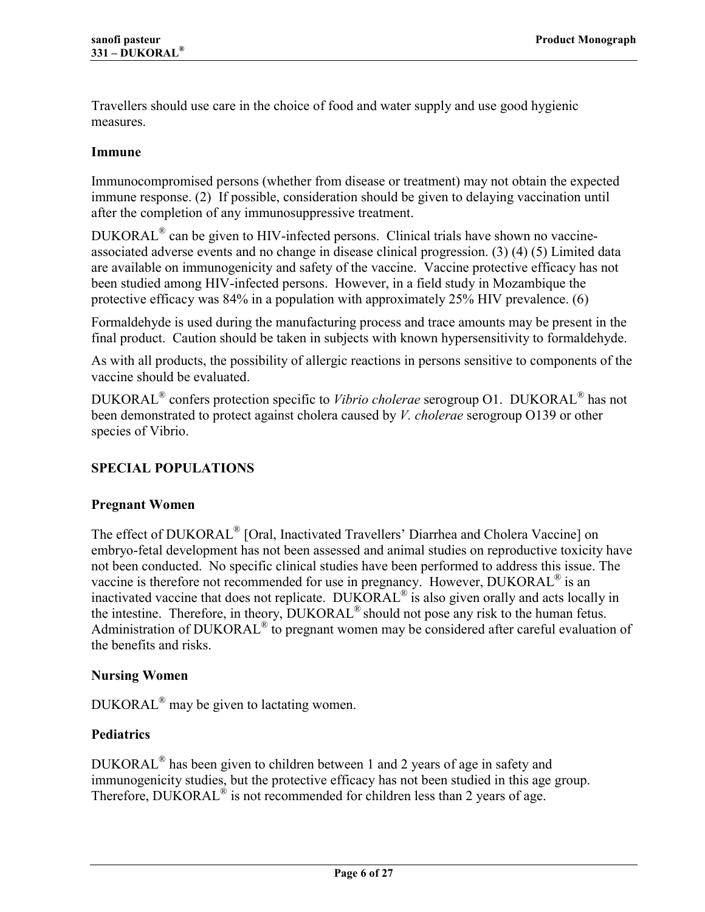Travellers should use care in the choice of food and water supply and use good hygienic measures.

**Immune**

Immunocompromised persons (whether from disease or treatment) may not obtain the expected immune response. (2) If possible, consideration should be given to delaying vaccination until after the completion of any immunosuppressive treatment.

DUKORAL® can be given to HIV-infected persons. Clinical trials have shown no vaccine-associated adverse events and no change in disease clinical progression. (3) (4) (5) Limited data are available on immunogenicity and safety of the vaccine. Vaccine protective efficacy has not been studied among HIV-infected persons. However, in a field study in Mozambique the protective efficacy was 84% in a population with approximately 25% HIV prevalence. (6)

Formaldehyde is used during the manufacturing process and trace amounts may be present in the final product. Caution should be taken in subjects with known hypersensitivity to formaldehyde.

As with all products, the possibility of allergic reactions in persons sensitive to components of the vaccine should be evaluated.

DUKORAL® confers protection specific to *Vibrio cholerae* serogroup O1. DUKORAL® has not been demonstrated to protect against cholera caused by *V. cholerae* serogroup O139 or other species of Vibrio.

## SPECIAL POPULATIONS

**Pregnant Women**

The effect of DUKORAL® [Oral, Inactivated Travellers' Diarrhea and Cholera Vaccine] on embryo-fetal development has not been assessed and animal studies on reproductive toxicity have not been conducted. No specific clinical studies have been performed to address this issue. The vaccine is therefore not recommended for use in pregnancy. However, DUKORAL® is an inactivated vaccine that does not replicate. DUKORAL® is also given orally and acts locally in the intestine. Therefore, in theory, DUKORAL® should not pose any risk to the human fetus. Administration of DUKORAL® to pregnant women may be considered after careful evaluation of the benefits and risks.

**Nursing Women**

DUKORAL® may be given to lactating women.

**Pediatrics**

DUKORAL® has been given to children between 1 and 2 years of age in safety and immunogenicity studies, but the protective efficacy has not been studied in this age group. Therefore, DUKORAL® is not recommended for children less than 2 years of age.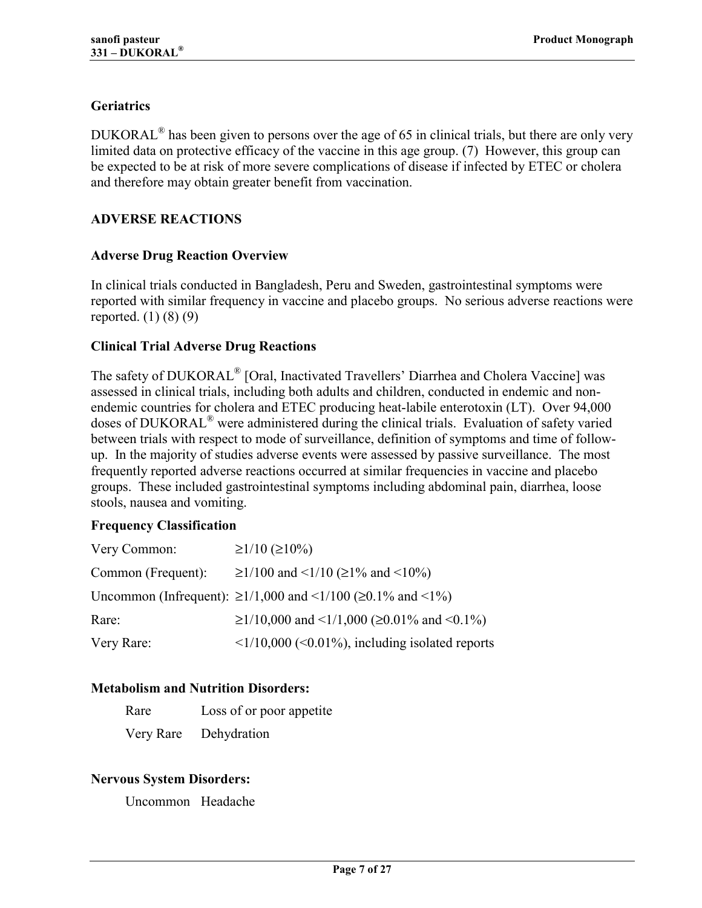### Geriatrics

DUKORAL® has been given to persons over the age of 65 in clinical trials, but there are only very limited data on protective efficacy of the vaccine in this age group. (7) However, this group can be expected to be at risk of more severe complications of disease if infected by ETEC or cholera and therefore may obtain greater benefit from vaccination.

## ADVERSE REACTIONS

### Adverse Drug Reaction Overview

In clinical trials conducted in Bangladesh, Peru and Sweden, gastrointestinal symptoms were reported with similar frequency in vaccine and placebo groups. No serious adverse reactions were reported. (1) (8) (9)

### Clinical Trial Adverse Drug Reactions

The safety of DUKORAL® [Oral, Inactivated Travellers' Diarrhea and Cholera Vaccine] was assessed in clinical trials, including both adults and children, conducted in endemic and non-endemic countries for cholera and ETEC producing heat-labile enterotoxin (LT). Over 94,000 doses of DUKORAL® were administered during the clinical trials. Evaluation of safety varied between trials with respect to mode of surveillance, definition of symptoms and time of follow-up. In the majority of studies adverse events were assessed by passive surveillance. The most frequently reported adverse reactions occurred at similar frequencies in vaccine and placebo groups. These included gastrointestinal symptoms including abdominal pain, diarrhea, loose stools, nausea and vomiting.

### Frequency Classification

| | |
|---|---|
| Very Common: | ≥1/10 (≥10%) |
| Common (Frequent): | ≥1/100 and <1/10 (≥1% and <10%) |
| Uncommon (Infrequent): | ≥1/1,000 and <1/100 (≥0.1% and <1%) |
| Rare: | ≥1/10,000 and <1/1,000 (≥0.01% and <0.1%) |
| Very Rare: | <1/10,000 (<0.01%), including isolated reports |

### Metabolism and Nutrition Disorders:

| | |
|---|---|
| Rare | Loss of or poor appetite |
| Very Rare | Dehydration |

### Nervous System Disorders:

| | |
|---|---|
| Uncommon | Headache |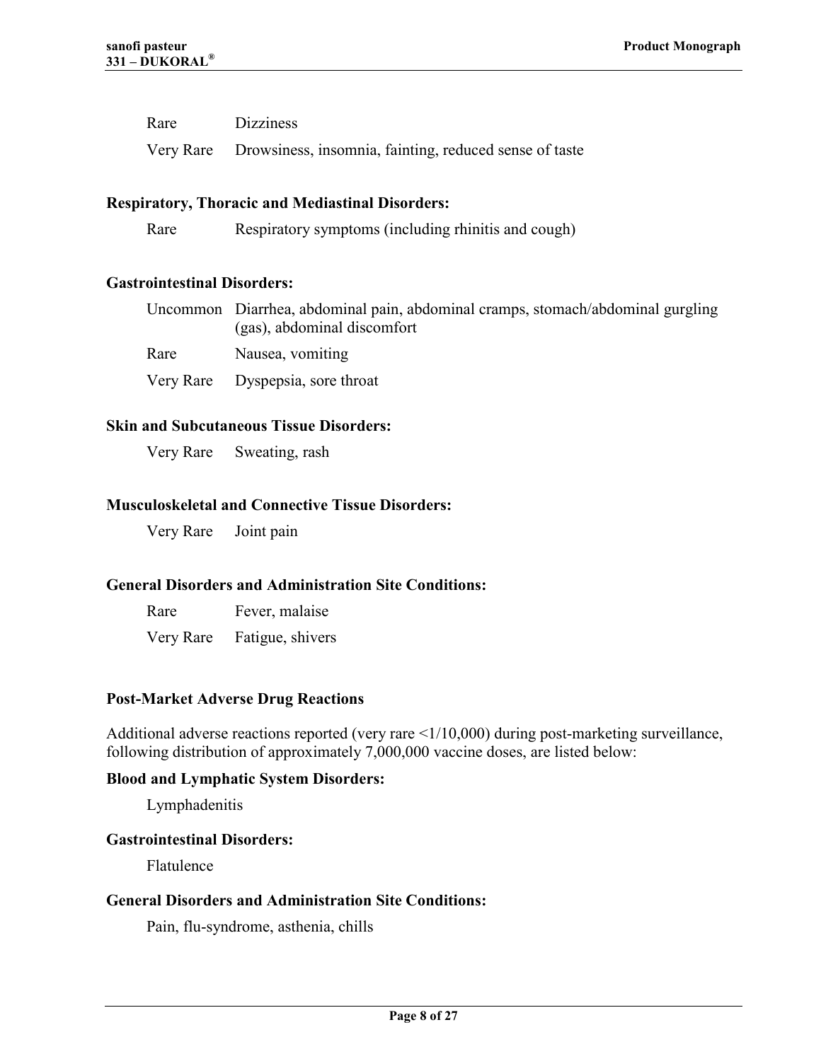| | |
|---|---|
| Rare | Dizziness |
| Very Rare | Drowsiness, insomnia, fainting, reduced sense of taste |

**Respiratory, Thoracic and Mediastinal Disorders:**

| | |
|---|---|
| Rare | Respiratory symptoms (including rhinitis and cough) |

**Gastrointestinal Disorders:**

| | |
|---|---|
| Uncommon | Diarrhea, abdominal pain, abdominal cramps, stomach/abdominal gurgling (gas), abdominal discomfort |
| Rare | Nausea, vomiting |
| Very Rare | Dyspepsia, sore throat |

**Skin and Subcutaneous Tissue Disorders:**

| | |
|---|---|
| Very Rare | Sweating, rash |

**Musculoskeletal and Connective Tissue Disorders:**

| | |
|---|---|
| Very Rare | Joint pain |

**General Disorders and Administration Site Conditions:**

| | |
|---|---|
| Rare | Fever, malaise |
| Very Rare | Fatigue, shivers |

**Post-Market Adverse Drug Reactions**

Additional adverse reactions reported (very rare <1/10,000) during post-marketing surveillance, following distribution of approximately 7,000,000 vaccine doses, are listed below:

**Blood and Lymphatic System Disorders:**

Lymphadenitis

**Gastrointestinal Disorders:**

Flatulence

**General Disorders and Administration Site Conditions:**

Pain, flu-syndrome, asthenia, chills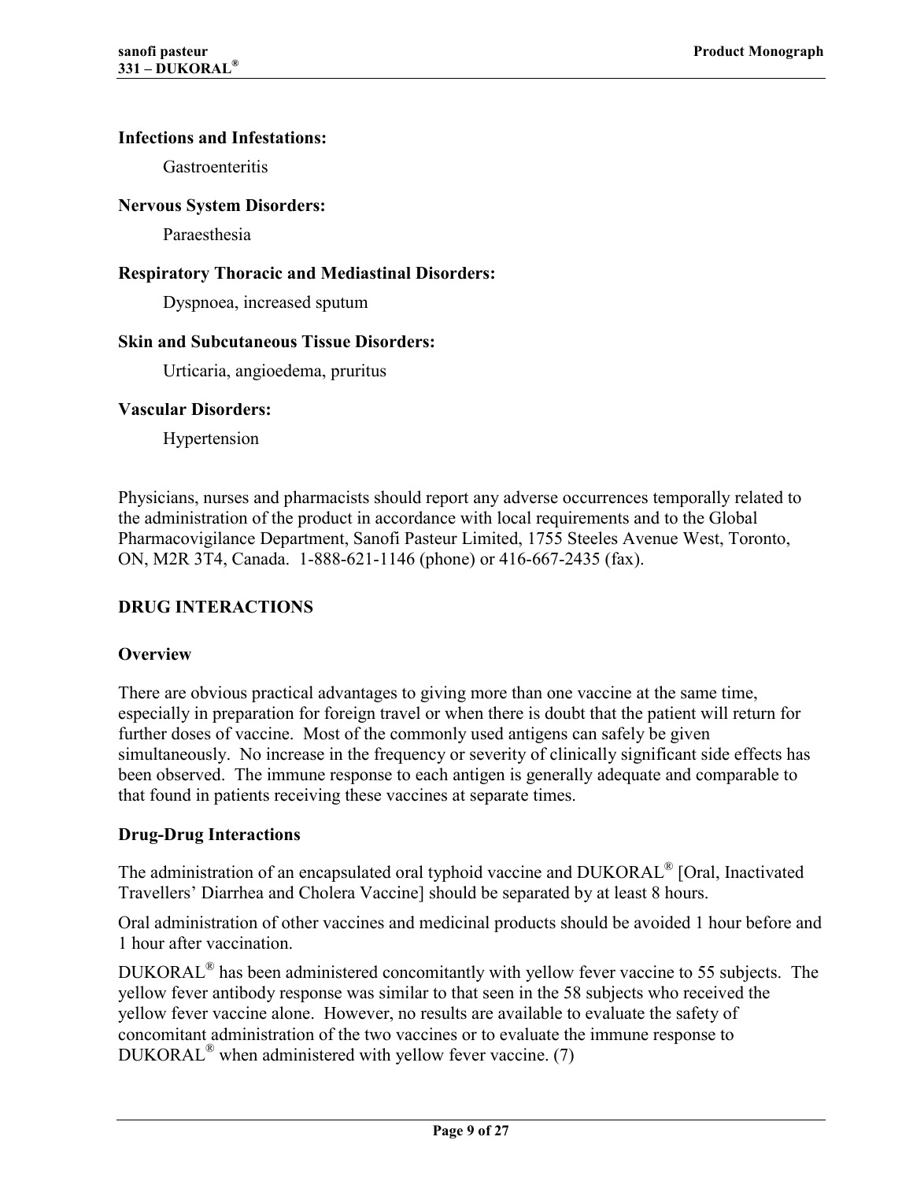**Infections and Infestations:**

Gastroenteritis

**Nervous System Disorders:**

Paraesthesia

**Respiratory Thoracic and Mediastinal Disorders:**

Dyspnoea, increased sputum

**Skin and Subcutaneous Tissue Disorders:**

Urticaria, angioedema, pruritus

**Vascular Disorders:**

Hypertension

Physicians, nurses and pharmacists should report any adverse occurrences temporally related to the administration of the product in accordance with local requirements and to the Global Pharmacovigilance Department, Sanofi Pasteur Limited, 1755 Steeles Avenue West, Toronto, ON, M2R 3T4, Canada. 1-888-621-1146 (phone) or 416-667-2435 (fax).

## DRUG INTERACTIONS

### Overview

There are obvious practical advantages to giving more than one vaccine at the same time, especially in preparation for foreign travel or when there is doubt that the patient will return for further doses of vaccine. Most of the commonly used antigens can safely be given simultaneously. No increase in the frequency or severity of clinically significant side effects has been observed. The immune response to each antigen is generally adequate and comparable to that found in patients receiving these vaccines at separate times.

### Drug-Drug Interactions

The administration of an encapsulated oral typhoid vaccine and DUKORAL® [Oral, Inactivated Travellers' Diarrhea and Cholera Vaccine] should be separated by at least 8 hours.

Oral administration of other vaccines and medicinal products should be avoided 1 hour before and 1 hour after vaccination.

DUKORAL® has been administered concomitantly with yellow fever vaccine to 55 subjects. The yellow fever antibody response was similar to that seen in the 58 subjects who received the yellow fever vaccine alone. However, no results are available to evaluate the safety of concomitant administration of the two vaccines or to evaluate the immune response to DUKORAL® when administered with yellow fever vaccine. (7)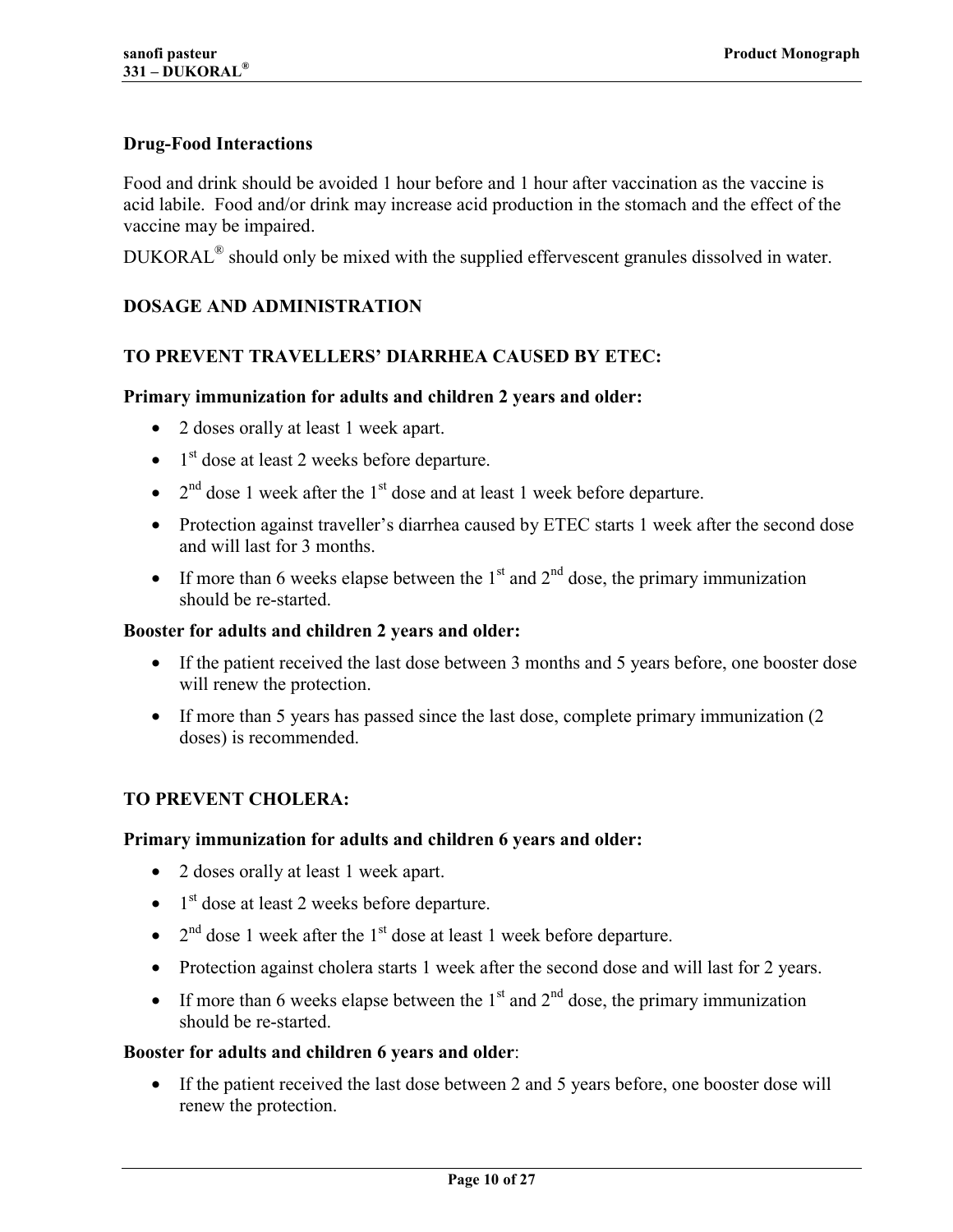### Drug-Food Interactions

Food and drink should be avoided 1 hour before and 1 hour after vaccination as the vaccine is acid labile. Food and/or drink may increase acid production in the stomach and the effect of the vaccine may be impaired.

DUKORAL® should only be mixed with the supplied effervescent granules dissolved in water.

## DOSAGE AND ADMINISTRATION

### TO PREVENT TRAVELLERS' DIARRHEA CAUSED BY ETEC:

**Primary immunization for adults and children 2 years and older:**

- 2 doses orally at least 1 week apart.
- 1st dose at least 2 weeks before departure.
- 2nd dose 1 week after the 1st dose and at least 1 week before departure.
- Protection against traveller's diarrhea caused by ETEC starts 1 week after the second dose and will last for 3 months.
- If more than 6 weeks elapse between the 1st and 2nd dose, the primary immunization should be re-started.

**Booster for adults and children 2 years and older:**

- If the patient received the last dose between 3 months and 5 years before, one booster dose will renew the protection.
- If more than 5 years has passed since the last dose, complete primary immunization (2 doses) is recommended.

### TO PREVENT CHOLERA:

**Primary immunization for adults and children 6 years and older:**

- 2 doses orally at least 1 week apart.
- 1st dose at least 2 weeks before departure.
- 2nd dose 1 week after the 1st dose at least 1 week before departure.
- Protection against cholera starts 1 week after the second dose and will last for 2 years.
- If more than 6 weeks elapse between the 1st and 2nd dose, the primary immunization should be re-started.

**Booster for adults and children 6 years and older**:

- If the patient received the last dose between 2 and 5 years before, one booster dose will renew the protection.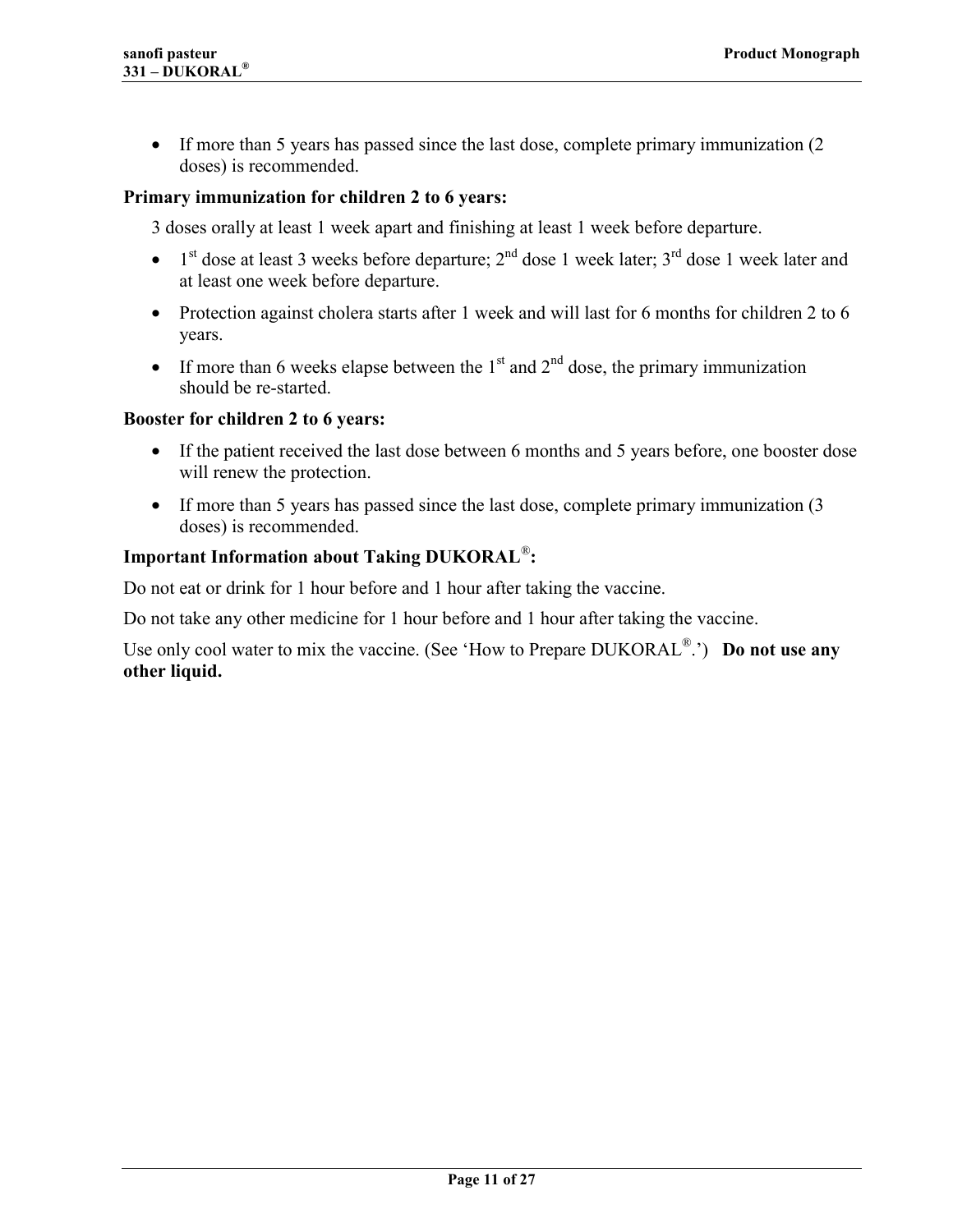- If more than 5 years has passed since the last dose, complete primary immunization (2 doses) is recommended.

**Primary immunization for children 2 to 6 years:**

3 doses orally at least 1 week apart and finishing at least 1 week before departure.

- 1st dose at least 3 weeks before departure; 2nd dose 1 week later; 3rd dose 1 week later and at least one week before departure.
- Protection against cholera starts after 1 week and will last for 6 months for children 2 to 6 years.
- If more than 6 weeks elapse between the 1st and 2nd dose, the primary immunization should be re-started.

**Booster for children 2 to 6 years:**

- If the patient received the last dose between 6 months and 5 years before, one booster dose will renew the protection.
- If more than 5 years has passed since the last dose, complete primary immunization (3 doses) is recommended.

**Important Information about Taking DUKORAL®:**

Do not eat or drink for 1 hour before and 1 hour after taking the vaccine.

Do not take any other medicine for 1 hour before and 1 hour after taking the vaccine.

Use only cool water to mix the vaccine. (See 'How to Prepare DUKORAL®.') **Do not use any other liquid.**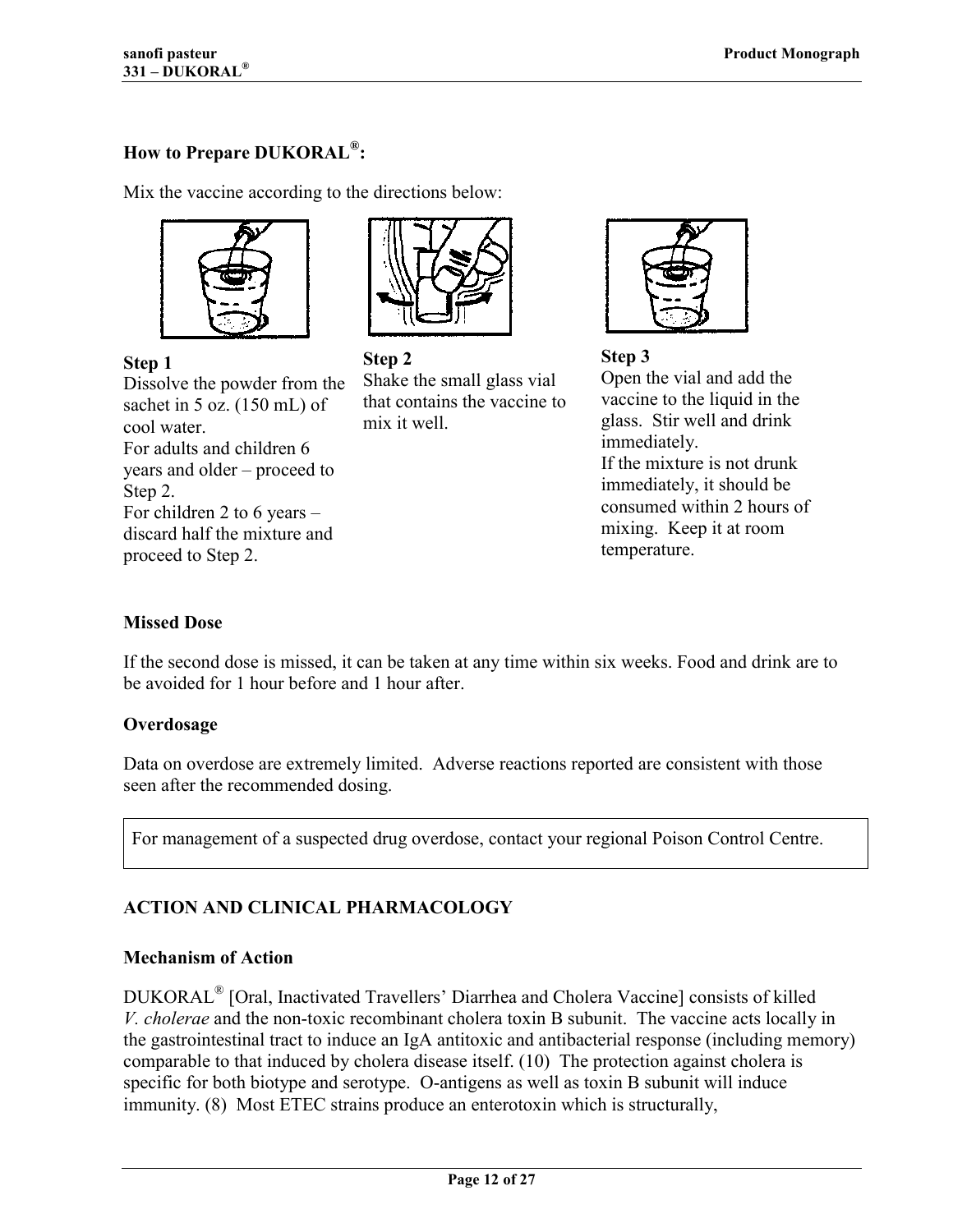## How to Prepare DUKORAL®:

Mix the vaccine according to the directions below:

**Step 1**
Dissolve the powder from the sachet in 5 oz. (150 mL) of cool water.
For adults and children 6 years and older – proceed to Step 2.
For children 2 to 6 years – discard half the mixture and proceed to Step 2.

**Step 2**
Shake the small glass vial that contains the vaccine to mix it well.

**Step 3**
Open the vial and add the vaccine to the liquid in the glass. Stir well and drink immediately.
If the mixture is not drunk immediately, it should be consumed within 2 hours of mixing. Keep it at room temperature.

### Missed Dose

If the second dose is missed, it can be taken at any time within six weeks. Food and drink are to be avoided for 1 hour before and 1 hour after.

### Overdosage

Data on overdose are extremely limited. Adverse reactions reported are consistent with those seen after the recommended dosing.

> For management of a suspected drug overdose, contact your regional Poison Control Centre.

## ACTION AND CLINICAL PHARMACOLOGY

### Mechanism of Action

DUKORAL® [Oral, Inactivated Travellers' Diarrhea and Cholera Vaccine] consists of killed *V. cholerae* and the non-toxic recombinant cholera toxin B subunit. The vaccine acts locally in the gastrointestinal tract to induce an IgA antitoxic and antibacterial response (including memory) comparable to that induced by cholera disease itself. (10) The protection against cholera is specific for both biotype and serotype. O-antigens as well as toxin B subunit will induce immunity. (8) Most ETEC strains produce an enterotoxin which is structurally,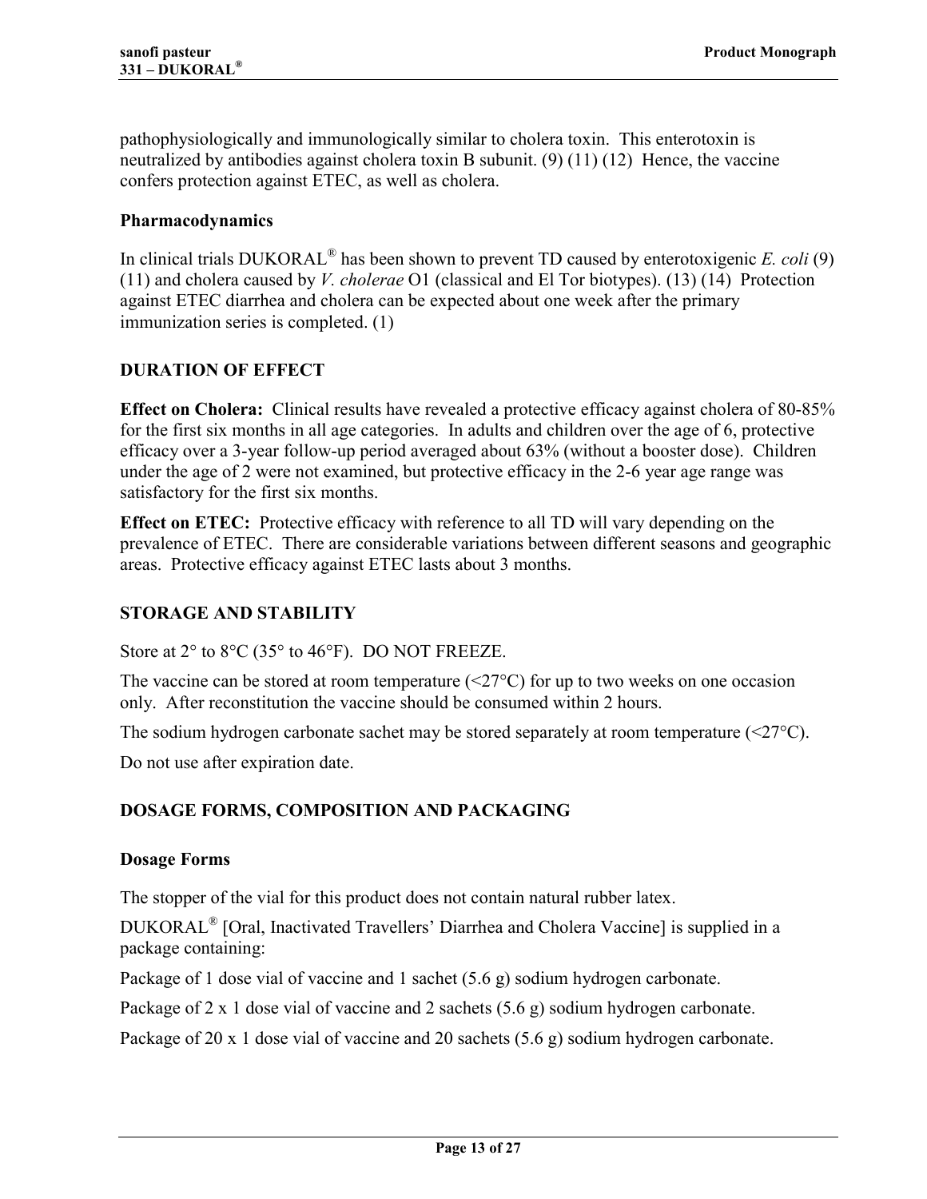pathophysiologically and immunologically similar to cholera toxin. This enterotoxin is neutralized by antibodies against cholera toxin B subunit. (9) (11) (12) Hence, the vaccine confers protection against ETEC, as well as cholera.

### Pharmacodynamics

In clinical trials DUKORAL® has been shown to prevent TD caused by enterotoxigenic *E. coli* (9) (11) and cholera caused by *V. cholerae* O1 (classical and El Tor biotypes). (13) (14) Protection against ETEC diarrhea and cholera can be expected about one week after the primary immunization series is completed. (1)

## DURATION OF EFFECT

**Effect on Cholera:** Clinical results have revealed a protective efficacy against cholera of 80-85% for the first six months in all age categories. In adults and children over the age of 6, protective efficacy over a 3-year follow-up period averaged about 63% (without a booster dose). Children under the age of 2 were not examined, but protective efficacy in the 2-6 year age range was satisfactory for the first six months.

**Effect on ETEC:** Protective efficacy with reference to all TD will vary depending on the prevalence of ETEC. There are considerable variations between different seasons and geographic areas. Protective efficacy against ETEC lasts about 3 months.

## STORAGE AND STABILITY

Store at 2° to 8°C (35° to 46°F). DO NOT FREEZE.

The vaccine can be stored at room temperature (<27°C) for up to two weeks on one occasion only. After reconstitution the vaccine should be consumed within 2 hours.

The sodium hydrogen carbonate sachet may be stored separately at room temperature (<27°C).

Do not use after expiration date.

## DOSAGE FORMS, COMPOSITION AND PACKAGING

### Dosage Forms

The stopper of the vial for this product does not contain natural rubber latex.

DUKORAL® [Oral, Inactivated Travellers' Diarrhea and Cholera Vaccine] is supplied in a package containing:

Package of 1 dose vial of vaccine and 1 sachet (5.6 g) sodium hydrogen carbonate.

Package of 2 x 1 dose vial of vaccine and 2 sachets (5.6 g) sodium hydrogen carbonate.

Package of 20 x 1 dose vial of vaccine and 20 sachets (5.6 g) sodium hydrogen carbonate.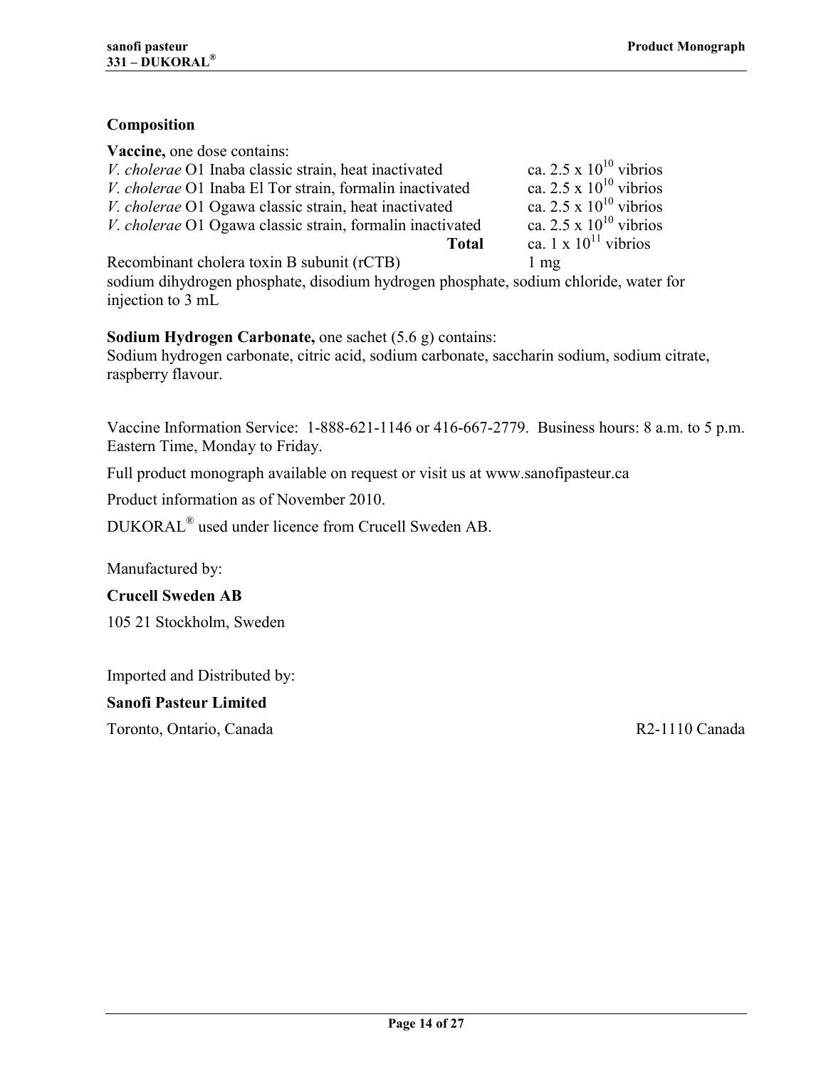## Composition

**Vaccine,** one dose contains:

| | |
|---|---|
| *V. cholerae* O1 Inaba classic strain, heat inactivated | ca. 2.5 x $10^{10}$ vibrios |
| *V. cholerae* O1 Inaba El Tor strain, formalin inactivated | ca. 2.5 x $10^{10}$ vibrios |
| *V. cholerae* O1 Ogawa classic strain, heat inactivated | ca. 2.5 x $10^{10}$ vibrios |
| *V. cholerae* O1 Ogawa classic strain, formalin inactivated | ca. 2.5 x $10^{10}$ vibrios |
| **Total** | ca. 1 x $10^{11}$ vibrios |
| Recombinant cholera toxin B subunit (rCTB) | 1 mg |

sodium dihydrogen phosphate, disodium hydrogen phosphate, sodium chloride, water for injection to 3 mL

**Sodium Hydrogen Carbonate,** one sachet (5.6 g) contains:
Sodium hydrogen carbonate, citric acid, sodium carbonate, saccharin sodium, sodium citrate, raspberry flavour.

Vaccine Information Service: 1-888-621-1146 or 416-667-2779. Business hours: 8 a.m. to 5 p.m. Eastern Time, Monday to Friday.

Full product monograph available on request or visit us at www.sanofipasteur.ca

Product information as of November 2010.

DUKORAL® used under licence from Crucell Sweden AB.

Manufactured by:

**Crucell Sweden AB**

105 21 Stockholm, Sweden

Imported and Distributed by:

**Sanofi Pasteur Limited**

Toronto, Ontario, Canada

R2-1110 Canada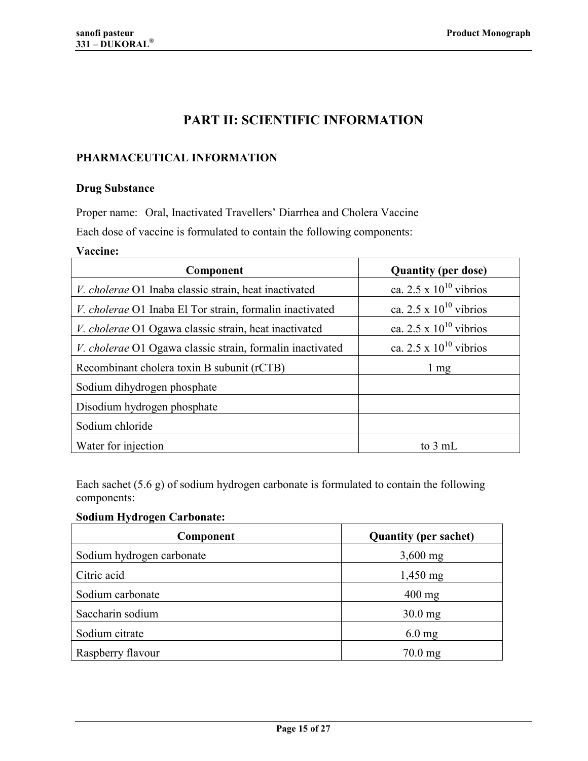# PART II: SCIENTIFIC INFORMATION

## PHARMACEUTICAL INFORMATION

### Drug Substance

Proper name: Oral, Inactivated Travellers' Diarrhea and Cholera Vaccine

Each dose of vaccine is formulated to contain the following components:

**Vaccine:**

| Component | Quantity (per dose) |
|---|---|
| *V. cholerae* O1 Inaba classic strain, heat inactivated | ca. 2.5 x $10^{10}$ vibrios |
| *V. cholerae* O1 Inaba El Tor strain, formalin inactivated | ca. 2.5 x $10^{10}$ vibrios |
| *V. cholerae* O1 Ogawa classic strain, heat inactivated | ca. 2.5 x $10^{10}$ vibrios |
| *V. cholerae* O1 Ogawa classic strain, formalin inactivated | ca. 2.5 x $10^{10}$ vibrios |
| Recombinant cholera toxin B subunit (rCTB) | 1 mg |
| Sodium dihydrogen phosphate | |
| Disodium hydrogen phosphate | |
| Sodium chloride | |
| Water for injection | to 3 mL |

Each sachet (5.6 g) of sodium hydrogen carbonate is formulated to contain the following components:

**Sodium Hydrogen Carbonate:**

| Component | Quantity (per sachet) |
|---|---|
| Sodium hydrogen carbonate | 3,600 mg |
| Citric acid | 1,450 mg |
| Sodium carbonate | 400 mg |
| Saccharin sodium | 30.0 mg |
| Sodium citrate | 6.0 mg |
| Raspberry flavour | 70.0 mg |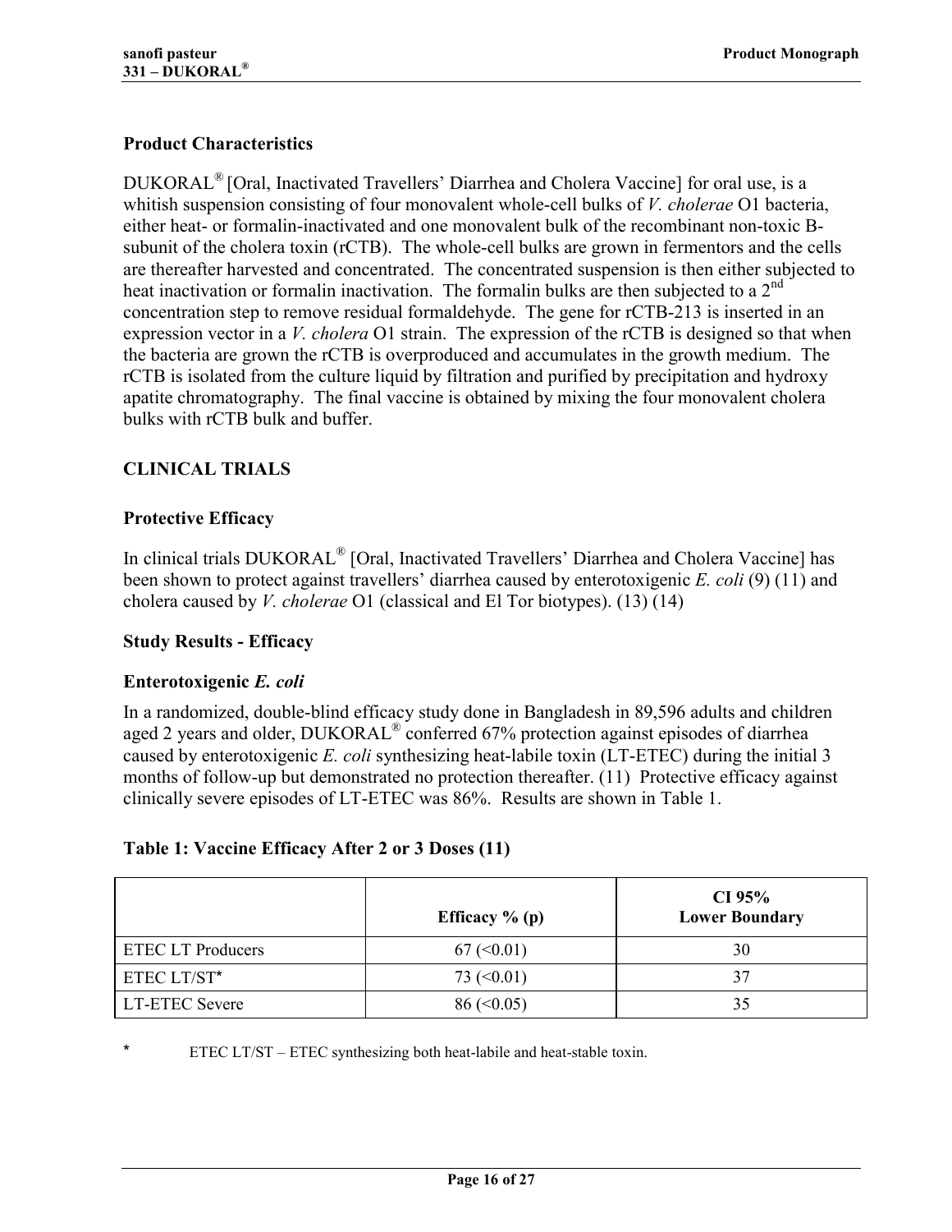### Product Characteristics

DUKORAL® [Oral, Inactivated Travellers' Diarrhea and Cholera Vaccine] for oral use, is a whitish suspension consisting of four monovalent whole-cell bulks of *V. cholerae* O1 bacteria, either heat- or formalin-inactivated and one monovalent bulk of the recombinant non-toxic B-subunit of the cholera toxin (rCTB). The whole-cell bulks are grown in fermentors and the cells are thereafter harvested and concentrated. The concentrated suspension is then either subjected to heat inactivation or formalin inactivation. The formalin bulks are then subjected to a 2nd concentration step to remove residual formaldehyde. The gene for rCTB-213 is inserted in an expression vector in a *V. cholera* O1 strain. The expression of the rCTB is designed so that when the bacteria are grown the rCTB is overproduced and accumulates in the growth medium. The rCTB is isolated from the culture liquid by filtration and purified by precipitation and hydroxy apatite chromatography. The final vaccine is obtained by mixing the four monovalent cholera bulks with rCTB bulk and buffer.

## CLINICAL TRIALS

### Protective Efficacy

In clinical trials DUKORAL® [Oral, Inactivated Travellers' Diarrhea and Cholera Vaccine] has been shown to protect against travellers' diarrhea caused by enterotoxigenic *E. coli* (9) (11) and cholera caused by *V. cholerae* O1 (classical and El Tor biotypes). (13) (14)

### Study Results - Efficacy

#### Enterotoxigenic *E. coli*

In a randomized, double-blind efficacy study done in Bangladesh in 89,596 adults and children aged 2 years and older, DUKORAL® conferred 67% protection against episodes of diarrhea caused by enterotoxigenic *E. coli* synthesizing heat-labile toxin (LT-ETEC) during the initial 3 months of follow-up but demonstrated no protection thereafter. (11) Protective efficacy against clinically severe episodes of LT-ETEC was 86%. Results are shown in Table 1.

**Table 1: Vaccine Efficacy After 2 or 3 Doses (11)**

| | Efficacy % (p) | CI 95% Lower Boundary |
|---|---|---|
| ETEC LT Producers | 67 (<0.01) | 30 |
| ETEC LT/ST* | 73 (<0.01) | 37 |
| LT-ETEC Severe | 86 (<0.05) | 35 |

\* ETEC LT/ST – ETEC synthesizing both heat-labile and heat-stable toxin.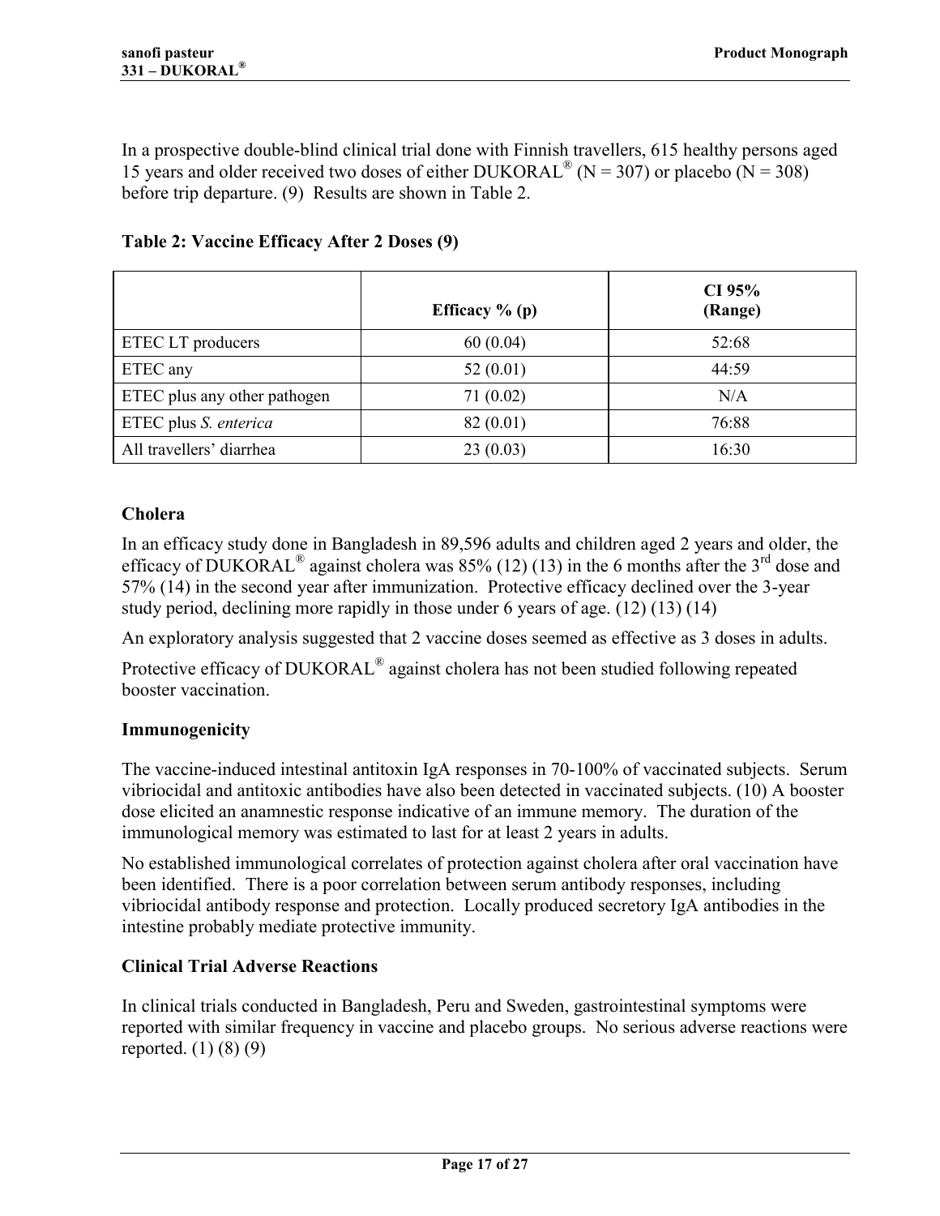In a prospective double-blind clinical trial done with Finnish travellers, 615 healthy persons aged 15 years and older received two doses of either DUKORAL® (N = 307) or placebo (N = 308) before trip departure. (9) Results are shown in Table 2.

**Table 2: Vaccine Efficacy After 2 Doses (9)**

| | Efficacy % (p) | CI 95% (Range) |
|---|---|---|
| ETEC LT producers | 60 (0.04) | 52:68 |
| ETEC any | 52 (0.01) | 44:59 |
| ETEC plus any other pathogen | 71 (0.02) | N/A |
| ETEC plus *S. enterica* | 82 (0.01) | 76:88 |
| All travellers' diarrhea | 23 (0.03) | 16:30 |

### Cholera

In an efficacy study done in Bangladesh in 89,596 adults and children aged 2 years and older, the efficacy of DUKORAL® against cholera was 85% (12) (13) in the 6 months after the 3rd dose and 57% (14) in the second year after immunization. Protective efficacy declined over the 3-year study period, declining more rapidly in those under 6 years of age. (12) (13) (14)

An exploratory analysis suggested that 2 vaccine doses seemed as effective as 3 doses in adults.

Protective efficacy of DUKORAL® against cholera has not been studied following repeated booster vaccination.

### Immunogenicity

The vaccine-induced intestinal antitoxin IgA responses in 70-100% of vaccinated subjects. Serum vibriocidal and antitoxic antibodies have also been detected in vaccinated subjects. (10) A booster dose elicited an anamnestic response indicative of an immune memory. The duration of the immunological memory was estimated to last for at least 2 years in adults.

No established immunological correlates of protection against cholera after oral vaccination have been identified. There is a poor correlation between serum antibody responses, including vibriocidal antibody response and protection. Locally produced secretory IgA antibodies in the intestine probably mediate protective immunity.

### Clinical Trial Adverse Reactions

In clinical trials conducted in Bangladesh, Peru and Sweden, gastrointestinal symptoms were reported with similar frequency in vaccine and placebo groups. No serious adverse reactions were reported. (1) (8) (9)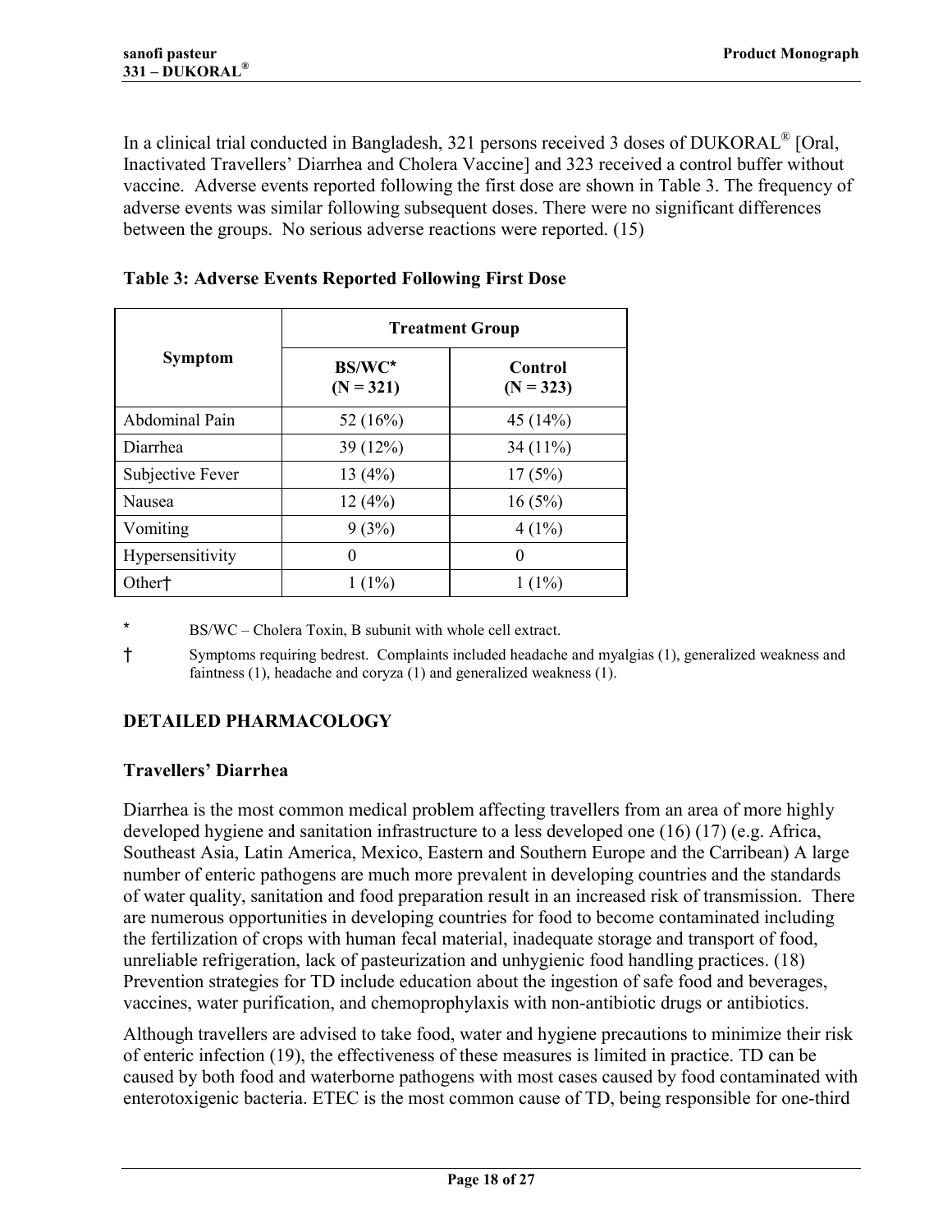In a clinical trial conducted in Bangladesh, 321 persons received 3 doses of DUKORAL® [Oral, Inactivated Travellers' Diarrhea and Cholera Vaccine] and 323 received a control buffer without vaccine. Adverse events reported following the first dose are shown in Table 3. The frequency of adverse events was similar following subsequent doses. There were no significant differences between the groups. No serious adverse reactions were reported. (15)

**Table 3: Adverse Events Reported Following First Dose**

| Symptom | Treatment Group | |
|---|---|---|
| | **BS/WC*** **(N = 321)** | **Control (N = 323)** |
| Abdominal Pain | 52 (16%) | 45 (14%) |
| Diarrhea | 39 (12%) | 34 (11%) |
| Subjective Fever | 13 (4%) | 17 (5%) |
| Nausea | 12 (4%) | 16 (5%) |
| Vomiting | 9 (3%) | 4 (1%) |
| Hypersensitivity | 0 | 0 |
| Other† | 1 (1%) | 1 (1%) |

\* BS/WC – Cholera Toxin, B subunit with whole cell extract.

† Symptoms requiring bedrest. Complaints included headache and myalgias (1), generalized weakness and faintness (1), headache and coryza (1) and generalized weakness (1).

## DETAILED PHARMACOLOGY

### Travellers' Diarrhea

Diarrhea is the most common medical problem affecting travellers from an area of more highly developed hygiene and sanitation infrastructure to a less developed one (16) (17) (e.g. Africa, Southeast Asia, Latin America, Mexico, Eastern and Southern Europe and the Carribean) A large number of enteric pathogens are much more prevalent in developing countries and the standards of water quality, sanitation and food preparation result in an increased risk of transmission. There are numerous opportunities in developing countries for food to become contaminated including the fertilization of crops with human fecal material, inadequate storage and transport of food, unreliable refrigeration, lack of pasteurization and unhygienic food handling practices. (18) Prevention strategies for TD include education about the ingestion of safe food and beverages, vaccines, water purification, and chemoprophylaxis with non-antibiotic drugs or antibiotics.

Although travellers are advised to take food, water and hygiene precautions to minimize their risk of enteric infection (19), the effectiveness of these measures is limited in practice. TD can be caused by both food and waterborne pathogens with most cases caused by food contaminated with enterotoxigenic bacteria. ETEC is the most common cause of TD, being responsible for one-third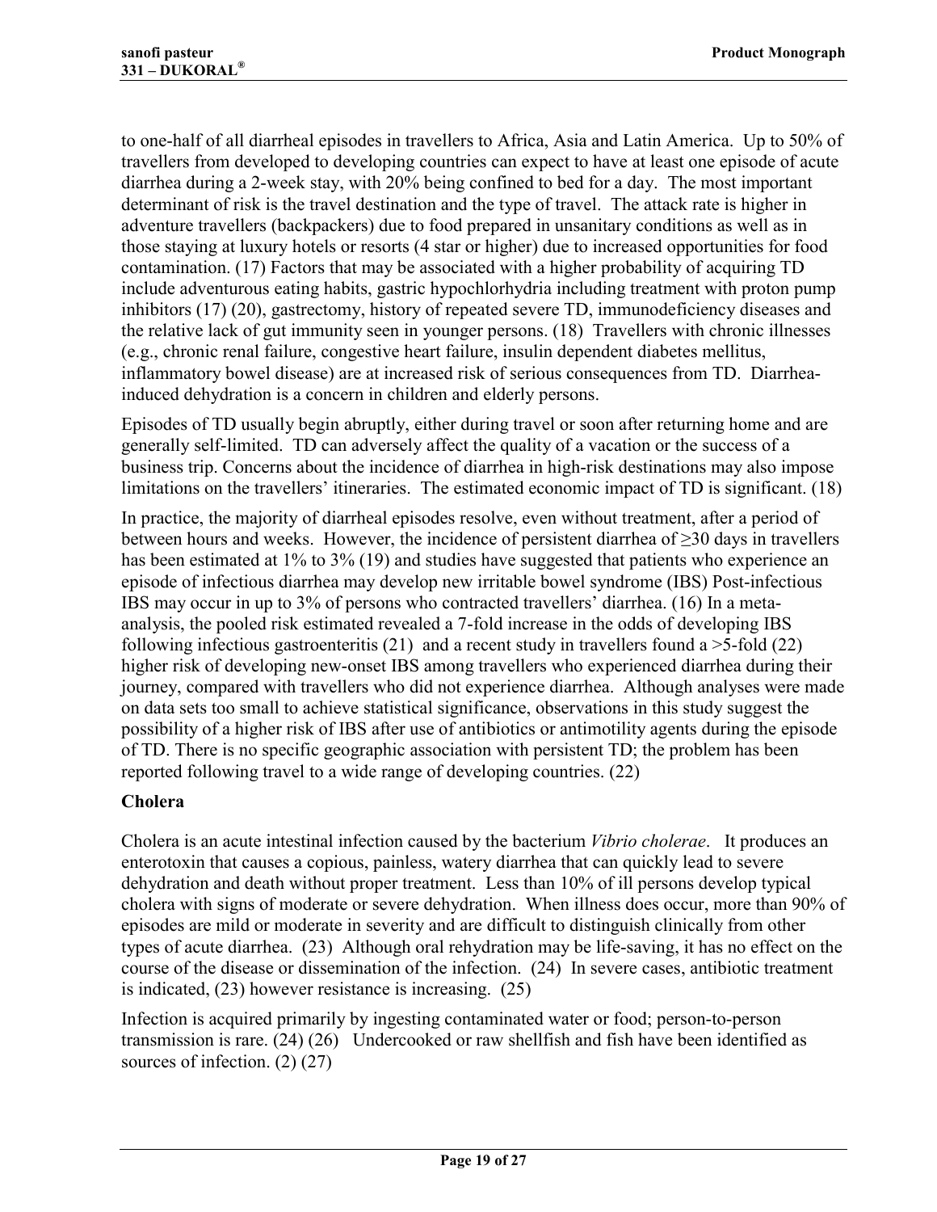to one-half of all diarrheal episodes in travellers to Africa, Asia and Latin America. Up to 50% of travellers from developed to developing countries can expect to have at least one episode of acute diarrhea during a 2-week stay, with 20% being confined to bed for a day. The most important determinant of risk is the travel destination and the type of travel. The attack rate is higher in adventure travellers (backpackers) due to food prepared in unsanitary conditions as well as in those staying at luxury hotels or resorts (4 star or higher) due to increased opportunities for food contamination. (17) Factors that may be associated with a higher probability of acquiring TD include adventurous eating habits, gastric hypochlorhydria including treatment with proton pump inhibitors (17) (20), gastrectomy, history of repeated severe TD, immunodeficiency diseases and the relative lack of gut immunity seen in younger persons. (18) Travellers with chronic illnesses (e.g., chronic renal failure, congestive heart failure, insulin dependent diabetes mellitus, inflammatory bowel disease) are at increased risk of serious consequences from TD. Diarrhea-induced dehydration is a concern in children and elderly persons.

Episodes of TD usually begin abruptly, either during travel or soon after returning home and are generally self-limited. TD can adversely affect the quality of a vacation or the success of a business trip. Concerns about the incidence of diarrhea in high-risk destinations may also impose limitations on the travellers' itineraries. The estimated economic impact of TD is significant. (18)

In practice, the majority of diarrheal episodes resolve, even without treatment, after a period of between hours and weeks. However, the incidence of persistent diarrhea of ≥30 days in travellers has been estimated at 1% to 3% (19) and studies have suggested that patients who experience an episode of infectious diarrhea may develop new irritable bowel syndrome (IBS) Post-infectious IBS may occur in up to 3% of persons who contracted travellers' diarrhea. (16) In a meta-analysis, the pooled risk estimated revealed a 7-fold increase in the odds of developing IBS following infectious gastroenteritis (21) and a recent study in travellers found a >5-fold (22) higher risk of developing new-onset IBS among travellers who experienced diarrhea during their journey, compared with travellers who did not experience diarrhea. Although analyses were made on data sets too small to achieve statistical significance, observations in this study suggest the possibility of a higher risk of IBS after use of antibiotics or antimotility agents during the episode of TD. There is no specific geographic association with persistent TD; the problem has been reported following travel to a wide range of developing countries. (22)

### Cholera

Cholera is an acute intestinal infection caused by the bacterium *Vibrio cholerae*. It produces an enterotoxin that causes a copious, painless, watery diarrhea that can quickly lead to severe dehydration and death without proper treatment. Less than 10% of ill persons develop typical cholera with signs of moderate or severe dehydration. When illness does occur, more than 90% of episodes are mild or moderate in severity and are difficult to distinguish clinically from other types of acute diarrhea. (23) Although oral rehydration may be life-saving, it has no effect on the course of the disease or dissemination of the infection. (24) In severe cases, antibiotic treatment is indicated, (23) however resistance is increasing. (25)

Infection is acquired primarily by ingesting contaminated water or food; person-to-person transmission is rare. (24) (26) Undercooked or raw shellfish and fish have been identified as sources of infection. (2) (27)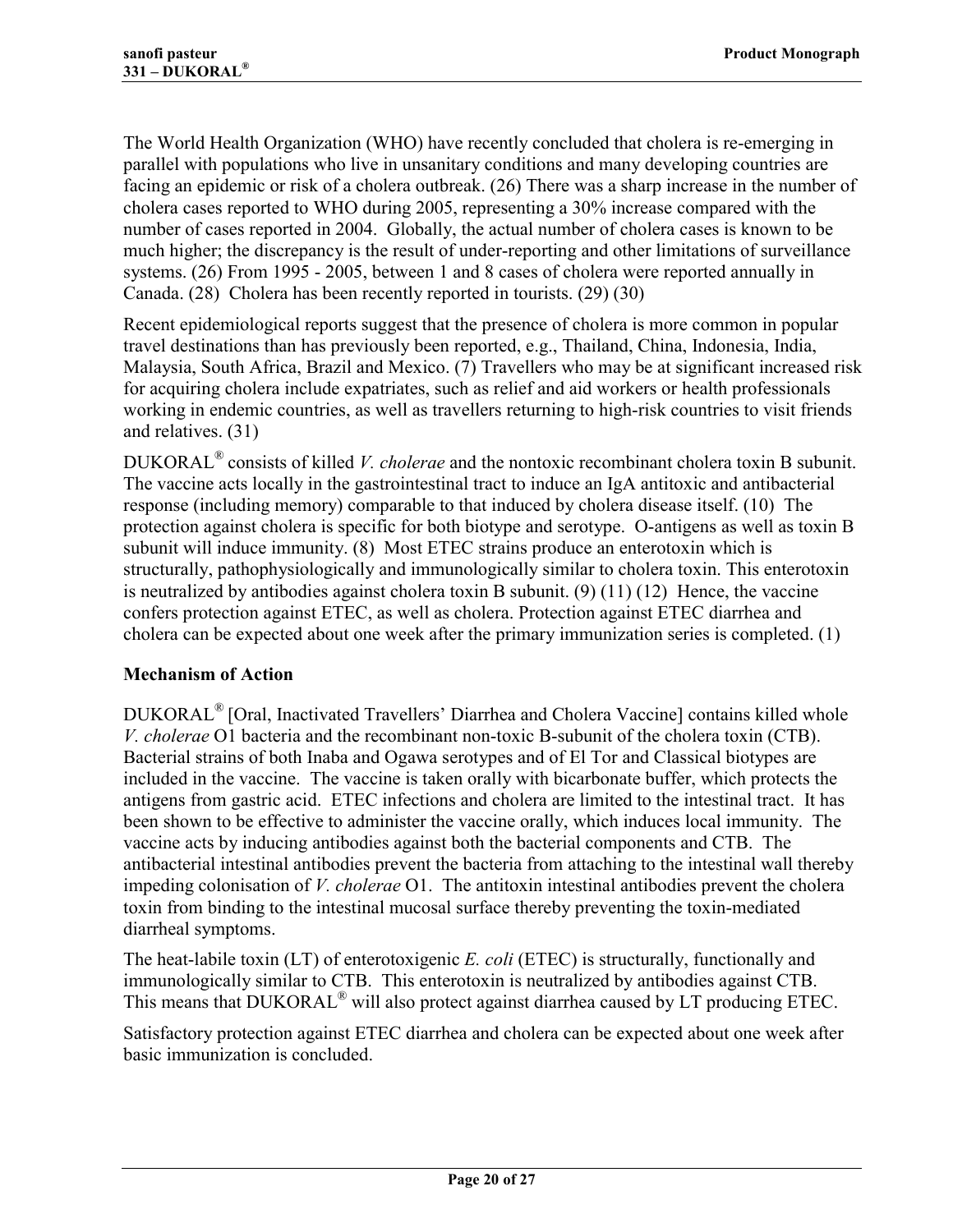The World Health Organization (WHO) have recently concluded that cholera is re-emerging in parallel with populations who live in unsanitary conditions and many developing countries are facing an epidemic or risk of a cholera outbreak. (26) There was a sharp increase in the number of cholera cases reported to WHO during 2005, representing a 30% increase compared with the number of cases reported in 2004. Globally, the actual number of cholera cases is known to be much higher; the discrepancy is the result of under-reporting and other limitations of surveillance systems. (26) From 1995 - 2005, between 1 and 8 cases of cholera were reported annually in Canada. (28) Cholera has been recently reported in tourists. (29) (30)

Recent epidemiological reports suggest that the presence of cholera is more common in popular travel destinations than has previously been reported, e.g., Thailand, China, Indonesia, India, Malaysia, South Africa, Brazil and Mexico. (7) Travellers who may be at significant increased risk for acquiring cholera include expatriates, such as relief and aid workers or health professionals working in endemic countries, as well as travellers returning to high-risk countries to visit friends and relatives. (31)

DUKORAL® consists of killed *V. cholerae* and the nontoxic recombinant cholera toxin B subunit. The vaccine acts locally in the gastrointestinal tract to induce an IgA antitoxic and antibacterial response (including memory) comparable to that induced by cholera disease itself. (10) The protection against cholera is specific for both biotype and serotype. O-antigens as well as toxin B subunit will induce immunity. (8) Most ETEC strains produce an enterotoxin which is structurally, pathophysiologically and immunologically similar to cholera toxin. This enterotoxin is neutralized by antibodies against cholera toxin B subunit. (9) (11) (12) Hence, the vaccine confers protection against ETEC, as well as cholera. Protection against ETEC diarrhea and cholera can be expected about one week after the primary immunization series is completed. (1)

### Mechanism of Action

DUKORAL® [Oral, Inactivated Travellers' Diarrhea and Cholera Vaccine] contains killed whole *V. cholerae* O1 bacteria and the recombinant non-toxic B-subunit of the cholera toxin (CTB). Bacterial strains of both Inaba and Ogawa serotypes and of El Tor and Classical biotypes are included in the vaccine. The vaccine is taken orally with bicarbonate buffer, which protects the antigens from gastric acid. ETEC infections and cholera are limited to the intestinal tract. It has been shown to be effective to administer the vaccine orally, which induces local immunity. The vaccine acts by inducing antibodies against both the bacterial components and CTB. The antibacterial intestinal antibodies prevent the bacteria from attaching to the intestinal wall thereby impeding colonisation of *V. cholerae* O1. The antitoxin intestinal antibodies prevent the cholera toxin from binding to the intestinal mucosal surface thereby preventing the toxin-mediated diarrheal symptoms.

The heat-labile toxin (LT) of enterotoxigenic *E. coli* (ETEC) is structurally, functionally and immunologically similar to CTB. This enterotoxin is neutralized by antibodies against CTB. This means that DUKORAL® will also protect against diarrhea caused by LT producing ETEC.

Satisfactory protection against ETEC diarrhea and cholera can be expected about one week after basic immunization is concluded.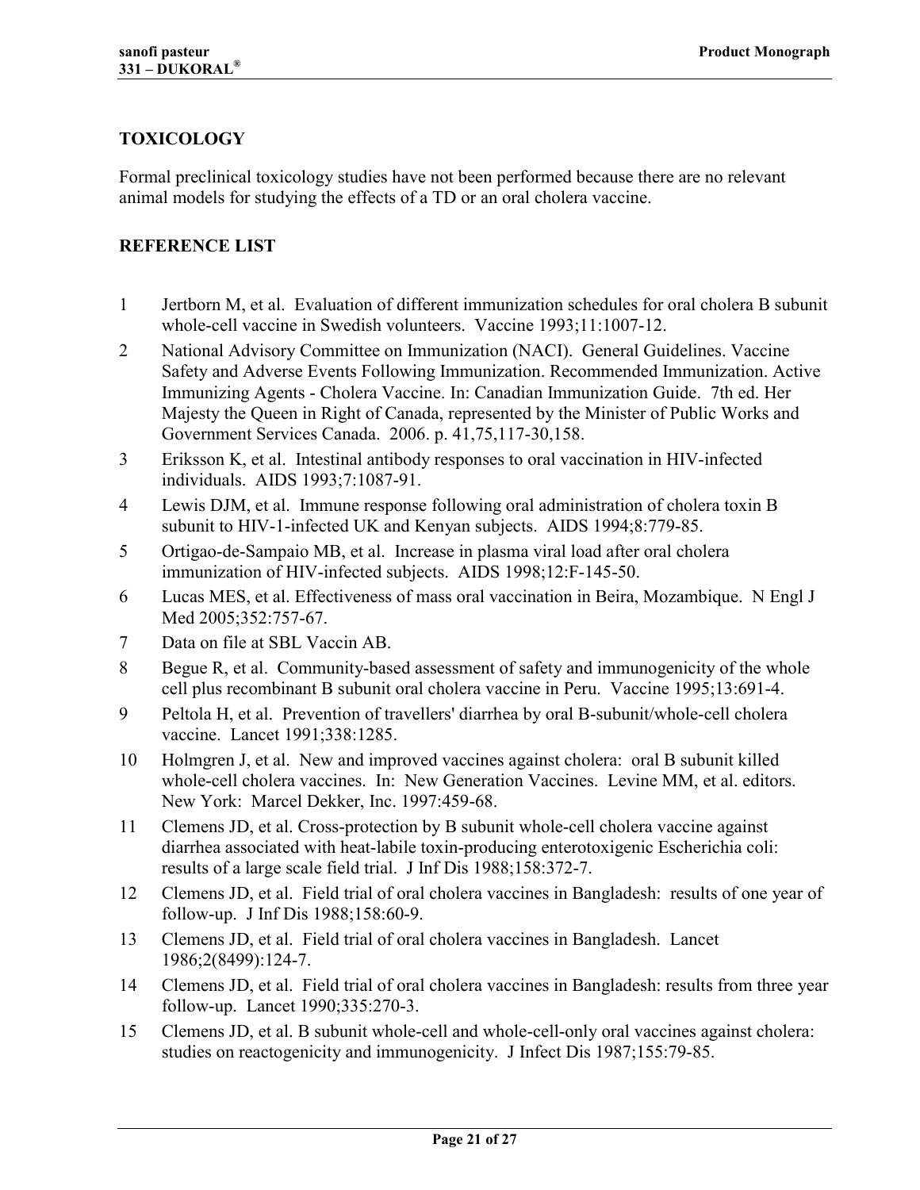## TOXICOLOGY

Formal preclinical toxicology studies have not been performed because there are no relevant animal models for studying the effects of a TD or an oral cholera vaccine.

## REFERENCE LIST

1. Jertborn M, et al. Evaluation of different immunization schedules for oral cholera B subunit whole-cell vaccine in Swedish volunteers. Vaccine 1993;11:1007-12.
2. National Advisory Committee on Immunization (NACI). General Guidelines. Vaccine Safety and Adverse Events Following Immunization. Recommended Immunization. Active Immunizing Agents - Cholera Vaccine. In: Canadian Immunization Guide. 7th ed. Her Majesty the Queen in Right of Canada, represented by the Minister of Public Works and Government Services Canada. 2006. p. 41,75,117-30,158.
3. Eriksson K, et al. Intestinal antibody responses to oral vaccination in HIV-infected individuals. AIDS 1993;7:1087-91.
4. Lewis DJM, et al. Immune response following oral administration of cholera toxin B subunit to HIV-1-infected UK and Kenyan subjects. AIDS 1994;8:779-85.
5. Ortigao-de-Sampaio MB, et al. Increase in plasma viral load after oral cholera immunization of HIV-infected subjects. AIDS 1998;12:F-145-50.
6. Lucas MES, et al. Effectiveness of mass oral vaccination in Beira, Mozambique. N Engl J Med 2005;352:757-67.
7. Data on file at SBL Vaccin AB.
8. Begue R, et al. Community-based assessment of safety and immunogenicity of the whole cell plus recombinant B subunit oral cholera vaccine in Peru. Vaccine 1995;13:691-4.
9. Peltola H, et al. Prevention of travellers' diarrhea by oral B-subunit/whole-cell cholera vaccine. Lancet 1991;338:1285.
10. Holmgren J, et al. New and improved vaccines against cholera: oral B subunit killed whole-cell cholera vaccines. In: New Generation Vaccines. Levine MM, et al. editors. New York: Marcel Dekker, Inc. 1997:459-68.
11. Clemens JD, et al. Cross-protection by B subunit whole-cell cholera vaccine against diarrhea associated with heat-labile toxin-producing enterotoxigenic Escherichia coli: results of a large scale field trial. J Inf Dis 1988;158:372-7.
12. Clemens JD, et al. Field trial of oral cholera vaccines in Bangladesh: results of one year of follow-up. J Inf Dis 1988;158:60-9.
13. Clemens JD, et al. Field trial of oral cholera vaccines in Bangladesh. Lancet 1986;2(8499):124-7.
14. Clemens JD, et al. Field trial of oral cholera vaccines in Bangladesh: results from three year follow-up. Lancet 1990;335:270-3.
15. Clemens JD, et al. B subunit whole-cell and whole-cell-only oral vaccines against cholera: studies on reactogenicity and immunogenicity. J Infect Dis 1987;155:79-85.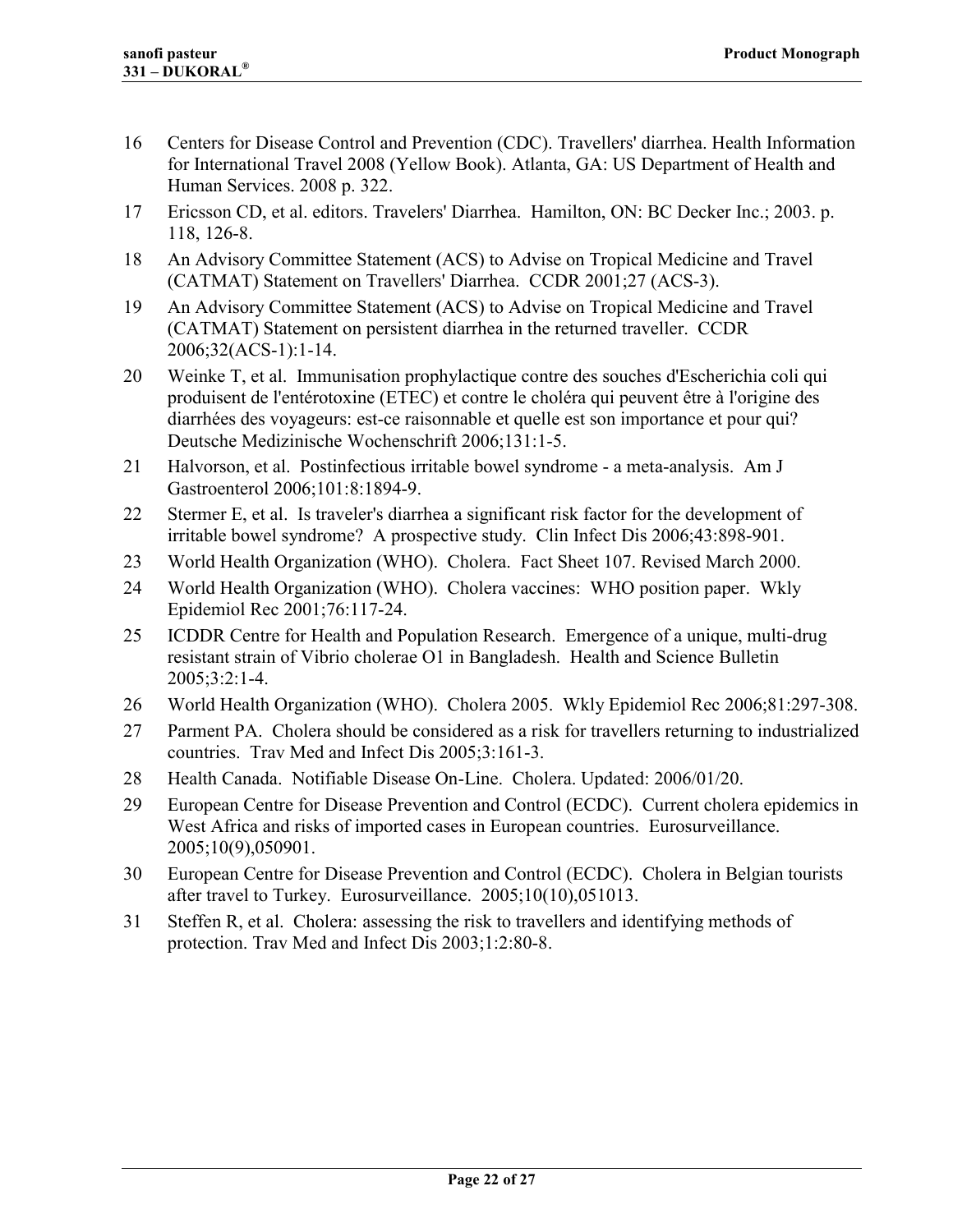16 Centers for Disease Control and Prevention (CDC). Travellers' diarrhea. Health Information for International Travel 2008 (Yellow Book). Atlanta, GA: US Department of Health and Human Services. 2008 p. 322.

17 Ericsson CD, et al. editors. Travelers' Diarrhea. Hamilton, ON: BC Decker Inc.; 2003. p. 118, 126-8.

18 An Advisory Committee Statement (ACS) to Advise on Tropical Medicine and Travel (CATMAT) Statement on Travellers' Diarrhea. CCDR 2001;27 (ACS-3).

19 An Advisory Committee Statement (ACS) to Advise on Tropical Medicine and Travel (CATMAT) Statement on persistent diarrhea in the returned traveller. CCDR 2006;32(ACS-1):1-14.

20 Weinke T, et al. Immunisation prophylactique contre des souches d'Escherichia coli qui produisent de l'entérotoxine (ETEC) et contre le choléra qui peuvent être à l'origine des diarrhées des voyageurs: est-ce raisonnable et quelle est son importance et pour qui? Deutsche Medizinische Wochenschrift 2006;131:1-5.

21 Halvorson, et al. Postinfectious irritable bowel syndrome - a meta-analysis. Am J Gastroenterol 2006;101:8:1894-9.

22 Stermer E, et al. Is traveler's diarrhea a significant risk factor for the development of irritable bowel syndrome? A prospective study. Clin Infect Dis 2006;43:898-901.

23 World Health Organization (WHO). Cholera. Fact Sheet 107. Revised March 2000.

24 World Health Organization (WHO). Cholera vaccines: WHO position paper. Wkly Epidemiol Rec 2001;76:117-24.

25 ICDDR Centre for Health and Population Research. Emergence of a unique, multi-drug resistant strain of Vibrio cholerae O1 in Bangladesh. Health and Science Bulletin 2005;3:2:1-4.

26 World Health Organization (WHO). Cholera 2005. Wkly Epidemiol Rec 2006;81:297-308.

27 Parment PA. Cholera should be considered as a risk for travellers returning to industrialized countries. Trav Med and Infect Dis 2005;3:161-3.

28 Health Canada. Notifiable Disease On-Line. Cholera. Updated: 2006/01/20.

29 European Centre for Disease Prevention and Control (ECDC). Current cholera epidemics in West Africa and risks of imported cases in European countries. Eurosurveillance. 2005;10(9),050901.

30 European Centre for Disease Prevention and Control (ECDC). Cholera in Belgian tourists after travel to Turkey. Eurosurveillance. 2005;10(10),051013.

31 Steffen R, et al. Cholera: assessing the risk to travellers and identifying methods of protection. Trav Med and Infect Dis 2003;1:2:80-8.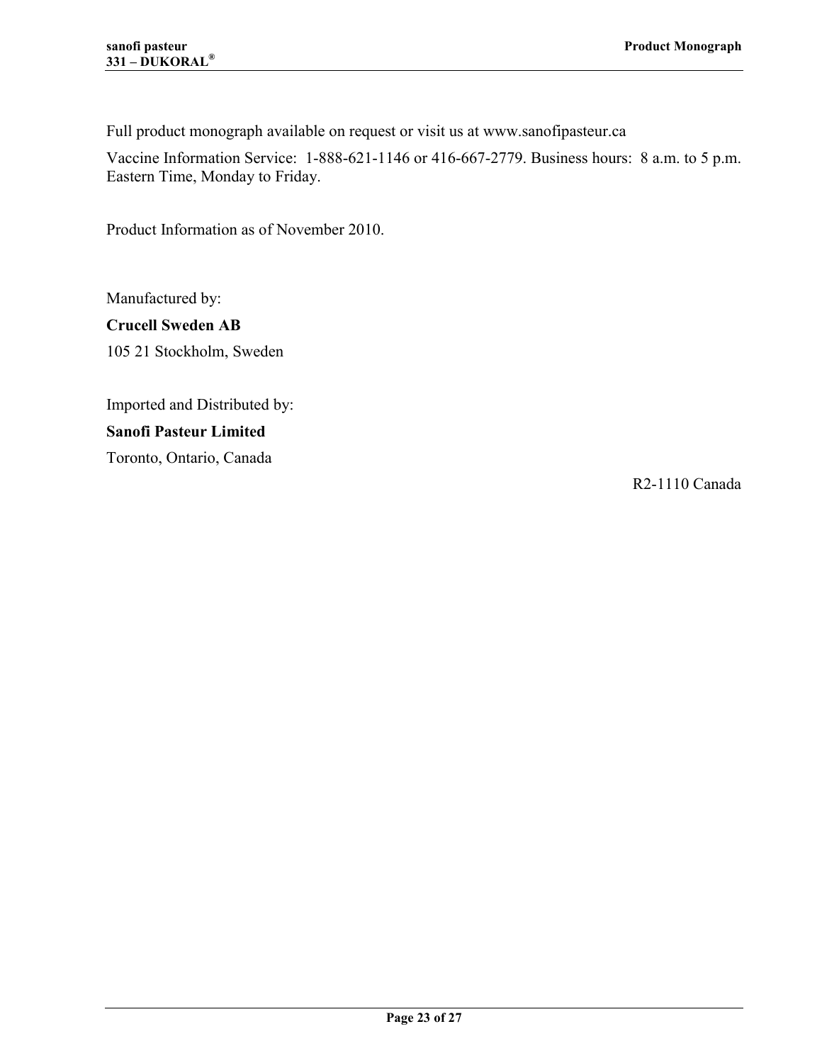Full product monograph available on request or visit us at www.sanofipasteur.ca

Vaccine Information Service: 1-888-621-1146 or 416-667-2779. Business hours: 8 a.m. to 5 p.m. Eastern Time, Monday to Friday.

Product Information as of November 2010.

Manufactured by:

**Crucell Sweden AB**

105 21 Stockholm, Sweden

Imported and Distributed by:

**Sanofi Pasteur Limited**

Toronto, Ontario, Canada

R2-1110 Canada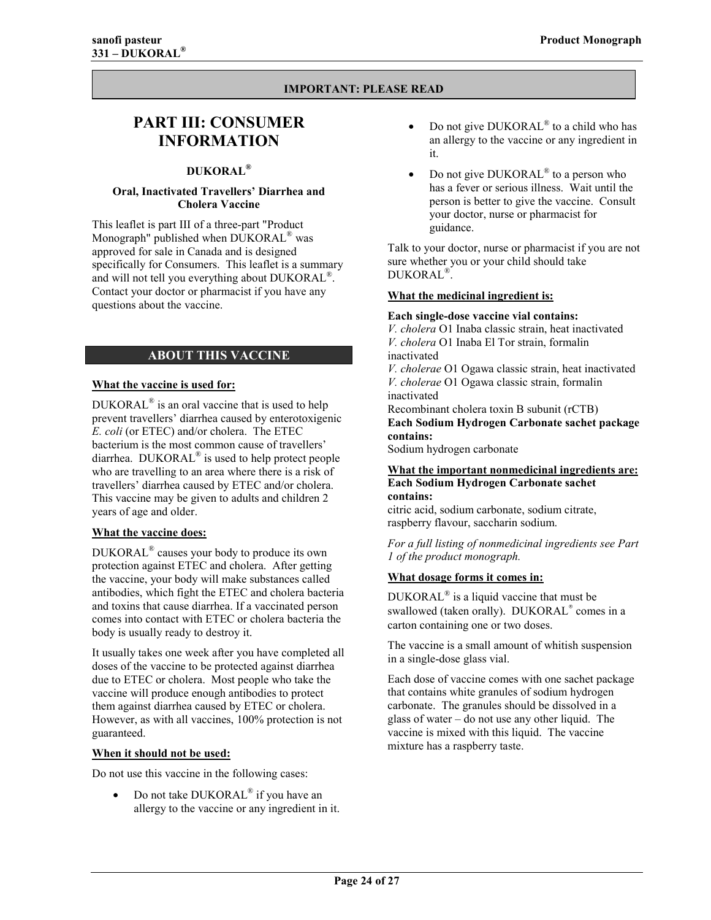**IMPORTANT: PLEASE READ**

# PART III: CONSUMER INFORMATION

**DUKORAL®**

**Oral, Inactivated Travellers' Diarrhea and Cholera Vaccine**

This leaflet is part III of a three-part "Product Monograph" published when DUKORAL® was approved for sale in Canada and is designed specifically for Consumers. This leaflet is a summary and will not tell you everything about DUKORAL®. Contact your doctor or pharmacist if you have any questions about the vaccine.

## ABOUT THIS VACCINE

**What the vaccine is used for:**

DUKORAL® is an oral vaccine that is used to help prevent travellers' diarrhea caused by enterotoxigenic *E. coli* (or ETEC) and/or cholera. The ETEC bacterium is the most common cause of travellers' diarrhea. DUKORAL® is used to help protect people who are travelling to an area where there is a risk of travellers' diarrhea caused by ETEC and/or cholera. This vaccine may be given to adults and children 2 years of age and older.

**What the vaccine does:**

DUKORAL® causes your body to produce its own protection against ETEC and cholera. After getting the vaccine, your body will make substances called antibodies, which fight the ETEC and cholera bacteria and toxins that cause diarrhea. If a vaccinated person comes into contact with ETEC or cholera bacteria the body is usually ready to destroy it.

It usually takes one week after you have completed all doses of the vaccine to be protected against diarrhea due to ETEC or cholera. Most people who take the vaccine will produce enough antibodies to protect them against diarrhea caused by ETEC or cholera. However, as with all vaccines, 100% protection is not guaranteed.

**When it should not be used:**

Do not use this vaccine in the following cases:

- Do not take DUKORAL® if you have an allergy to the vaccine or any ingredient in it.
- Do not give DUKORAL® to a child who has an allergy to the vaccine or any ingredient in it.
- Do not give DUKORAL® to a person who has a fever or serious illness. Wait until the person is better to give the vaccine. Consult your doctor, nurse or pharmacist for guidance.

Talk to your doctor, nurse or pharmacist if you are not sure whether you or your child should take DUKORAL®.

**What the medicinal ingredient is:**

**Each single-dose vaccine vial contains:**
*V. cholera* O1 Inaba classic strain, heat inactivated
*V. cholera* O1 Inaba El Tor strain, formalin inactivated
*V. cholerae* O1 Ogawa classic strain, heat inactivated
*V. cholerae* O1 Ogawa classic strain, formalin inactivated
Recombinant cholera toxin B subunit (rCTB)
**Each Sodium Hydrogen Carbonate sachet package contains:**
Sodium hydrogen carbonate

**What the important nonmedicinal ingredients are:**
**Each Sodium Hydrogen Carbonate sachet contains:**
citric acid, sodium carbonate, sodium citrate, raspberry flavour, saccharin sodium.

*For a full listing of nonmedicinal ingredients see Part 1 of the product monograph.*

**What dosage forms it comes in:**

DUKORAL® is a liquid vaccine that must be swallowed (taken orally). DUKORAL® comes in a carton containing one or two doses.

The vaccine is a small amount of whitish suspension in a single-dose glass vial.

Each dose of vaccine comes with one sachet package that contains white granules of sodium hydrogen carbonate. The granules should be dissolved in a glass of water – do not use any other liquid. The vaccine is mixed with this liquid. The vaccine mixture has a raspberry taste.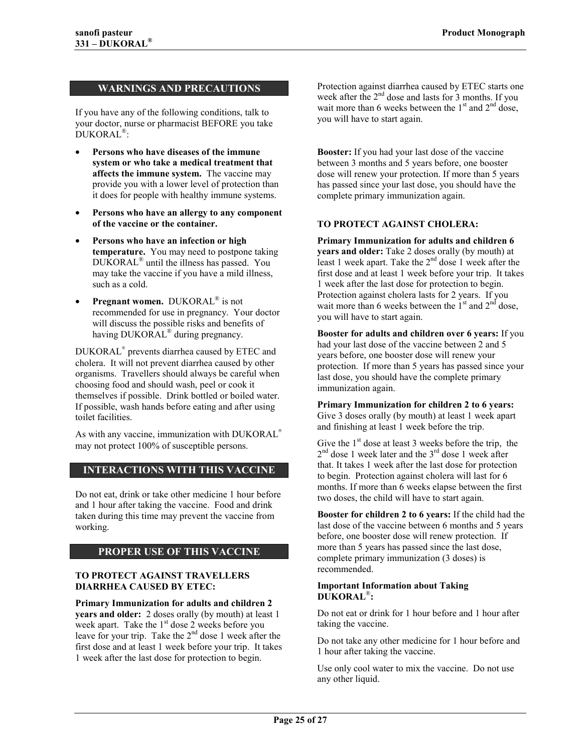## WARNINGS AND PRECAUTIONS

If you have any of the following conditions, talk to your doctor, nurse or pharmacist BEFORE you take DUKORAL®:

- **Persons who have diseases of the immune system or who take a medical treatment that affects the immune system.** The vaccine may provide you with a lower level of protection than it does for people with healthy immune systems.
- **Persons who have an allergy to any component of the vaccine or the container.**
- **Persons who have an infection or high temperature.** You may need to postpone taking DUKORAL® until the illness has passed. You may take the vaccine if you have a mild illness, such as a cold.
- **Pregnant women.** DUKORAL® is not recommended for use in pregnancy. Your doctor will discuss the possible risks and benefits of having DUKORAL® during pregnancy.

DUKORAL® prevents diarrhea caused by ETEC and cholera. It will not prevent diarrhea caused by other organisms. Travellers should always be careful when choosing food and should wash, peel or cook it themselves if possible. Drink bottled or boiled water. If possible, wash hands before eating and after using toilet facilities.

As with any vaccine, immunization with DUKORAL® may not protect 100% of susceptible persons.

## INTERACTIONS WITH THIS VACCINE

Do not eat, drink or take other medicine 1 hour before and 1 hour after taking the vaccine. Food and drink taken during this time may prevent the vaccine from working.

## PROPER USE OF THIS VACCINE

### TO PROTECT AGAINST TRAVELLERS DIARRHEA CAUSED BY ETEC:

**Primary Immunization for adults and children 2 years and older:** 2 doses orally (by mouth) at least 1 week apart. Take the 1st dose 2 weeks before you leave for your trip. Take the 2nd dose 1 week after the first dose and at least 1 week before your trip. It takes 1 week after the last dose for protection to begin.

Protection against diarrhea caused by ETEC starts one week after the 2nd dose and lasts for 3 months. If you wait more than 6 weeks between the 1st and 2nd dose, you will have to start again.

**Booster:** If you had your last dose of the vaccine between 3 months and 5 years before, one booster dose will renew your protection. If more than 5 years has passed since your last dose, you should have the complete primary immunization again.

### TO PROTECT AGAINST CHOLERA:

**Primary Immunization for adults and children 6 years and older:** Take 2 doses orally (by mouth) at least 1 week apart. Take the 2nd dose 1 week after the first dose and at least 1 week before your trip. It takes 1 week after the last dose for protection to begin. Protection against cholera lasts for 2 years. If you wait more than 6 weeks between the 1st and 2nd dose, you will have to start again.

**Booster for adults and children over 6 years:** If you had your last dose of the vaccine between 2 and 5 years before, one booster dose will renew your protection. If more than 5 years has passed since your last dose, you should have the complete primary immunization again.

**Primary Immunization for children 2 to 6 years:** Give 3 doses orally (by mouth) at least 1 week apart and finishing at least 1 week before the trip.

Give the 1st dose at least 3 weeks before the trip, the 2nd dose 1 week later and the 3rd dose 1 week after that. It takes 1 week after the last dose for protection to begin. Protection against cholera will last for 6 months. If more than 6 weeks elapse between the first two doses, the child will have to start again.

**Booster for children 2 to 6 years:** If the child had the last dose of the vaccine between 6 months and 5 years before, one booster dose will renew protection. If more than 5 years has passed since the last dose, complete primary immunization (3 doses) is recommended.

**Important Information about Taking DUKORAL®:**

Do not eat or drink for 1 hour before and 1 hour after taking the vaccine.

Do not take any other medicine for 1 hour before and 1 hour after taking the vaccine.

Use only cool water to mix the vaccine. Do not use any other liquid.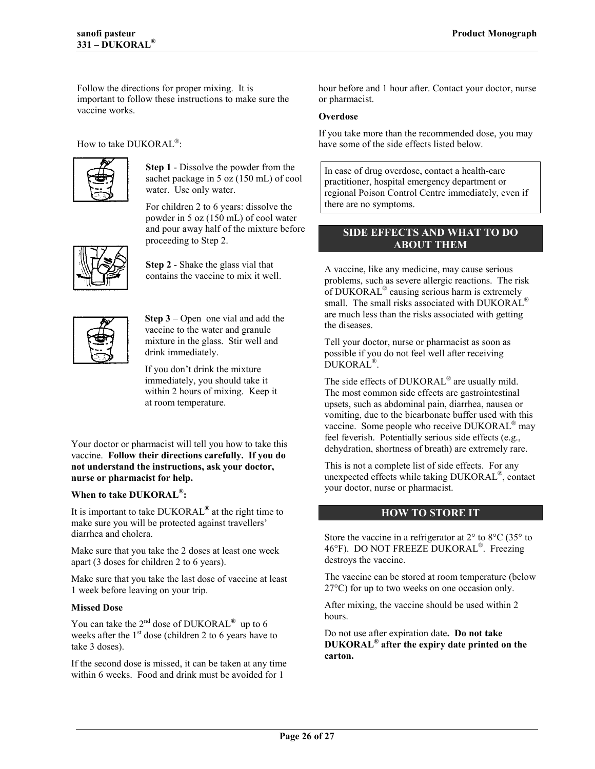Follow the directions for proper mixing. It is important to follow these instructions to make sure the vaccine works.

How to take DUKORAL®:

**Step 1** - Dissolve the powder from the sachet package in 5 oz (150 mL) of cool water. Use only water.

For children 2 to 6 years: dissolve the powder in 5 oz (150 mL) of cool water and pour away half of the mixture before proceeding to Step 2.

**Step 2** - Shake the glass vial that contains the vaccine to mix it well.

**Step 3** – Open one vial and add the vaccine to the water and granule mixture in the glass. Stir well and drink immediately.

If you don't drink the mixture immediately, you should take it within 2 hours of mixing. Keep it at room temperature.

Your doctor or pharmacist will tell you how to take this vaccine. **Follow their directions carefully. If you do not understand the instructions, ask your doctor, nurse or pharmacist for help.**

**When to take DUKORAL®:**

It is important to take DUKORAL® at the right time to make sure you will be protected against travellers' diarrhea and cholera.

Make sure that you take the 2 doses at least one week apart (3 doses for children 2 to 6 years).

Make sure that you take the last dose of vaccine at least 1 week before leaving on your trip.

**Missed Dose**

You can take the 2nd dose of DUKORAL® up to 6 weeks after the 1st dose (children 2 to 6 years have to take 3 doses).

If the second dose is missed, it can be taken at any time within 6 weeks. Food and drink must be avoided for 1 hour before and 1 hour after. Contact your doctor, nurse or pharmacist.

**Overdose**

If you take more than the recommended dose, you may have some of the side effects listed below.

In case of drug overdose, contact a health-care practitioner, hospital emergency department or regional Poison Control Centre immediately, even if there are no symptoms.

## SIDE EFFECTS AND WHAT TO DO ABOUT THEM

A vaccine, like any medicine, may cause serious problems, such as severe allergic reactions. The risk of DUKORAL® causing serious harm is extremely small. The small risks associated with DUKORAL® are much less than the risks associated with getting the diseases.

Tell your doctor, nurse or pharmacist as soon as possible if you do not feel well after receiving DUKORAL®.

The side effects of DUKORAL® are usually mild. The most common side effects are gastrointestinal upsets, such as abdominal pain, diarrhea, nausea or vomiting, due to the bicarbonate buffer used with this vaccine. Some people who receive DUKORAL® may feel feverish. Potentially serious side effects (e.g., dehydration, shortness of breath) are extremely rare.

This is not a complete list of side effects. For any unexpected effects while taking DUKORAL®, contact your doctor, nurse or pharmacist.

## HOW TO STORE IT

Store the vaccine in a refrigerator at 2° to 8°C (35° to 46°F). DO NOT FREEZE DUKORAL®. Freezing destroys the vaccine.

The vaccine can be stored at room temperature (below 27°C) for up to two weeks on one occasion only.

After mixing, the vaccine should be used within 2 hours.

Do not use after expiration date**. Do not take DUKORAL® after the expiry date printed on the carton.**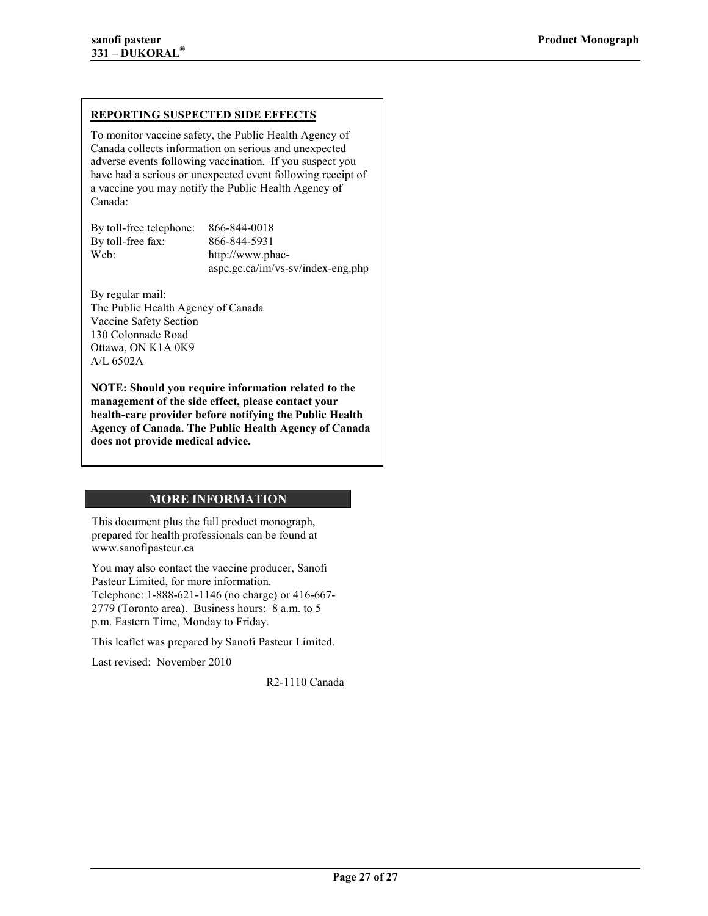### REPORTING SUSPECTED SIDE EFFECTS

To monitor vaccine safety, the Public Health Agency of Canada collects information on serious and unexpected adverse events following vaccination. If you suspect you have had a serious or unexpected event following receipt of a vaccine you may notify the Public Health Agency of Canada:

| | |
|---|---|
| By toll-free telephone: | 866-844-0018 |
| By toll-free fax: | 866-844-5931 |
| Web: | http://www.phac-aspc.gc.ca/im/vs-sv/index-eng.php |

By regular mail:
The Public Health Agency of Canada
Vaccine Safety Section
130 Colonnade Road
Ottawa, ON K1A 0K9
A/L 6502A

**NOTE: Should you require information related to the management of the side effect, please contact your health-care provider before notifying the Public Health Agency of Canada. The Public Health Agency of Canada does not provide medical advice.**

## MORE INFORMATION

This document plus the full product monograph, prepared for health professionals can be found at www.sanofipasteur.ca

You may also contact the vaccine producer, Sanofi Pasteur Limited, for more information.
Telephone: 1-888-621-1146 (no charge) or 416-667-2779 (Toronto area). Business hours: 8 a.m. to 5 p.m. Eastern Time, Monday to Friday.

This leaflet was prepared by Sanofi Pasteur Limited.

Last revised: November 2010

R2-1110 Canada